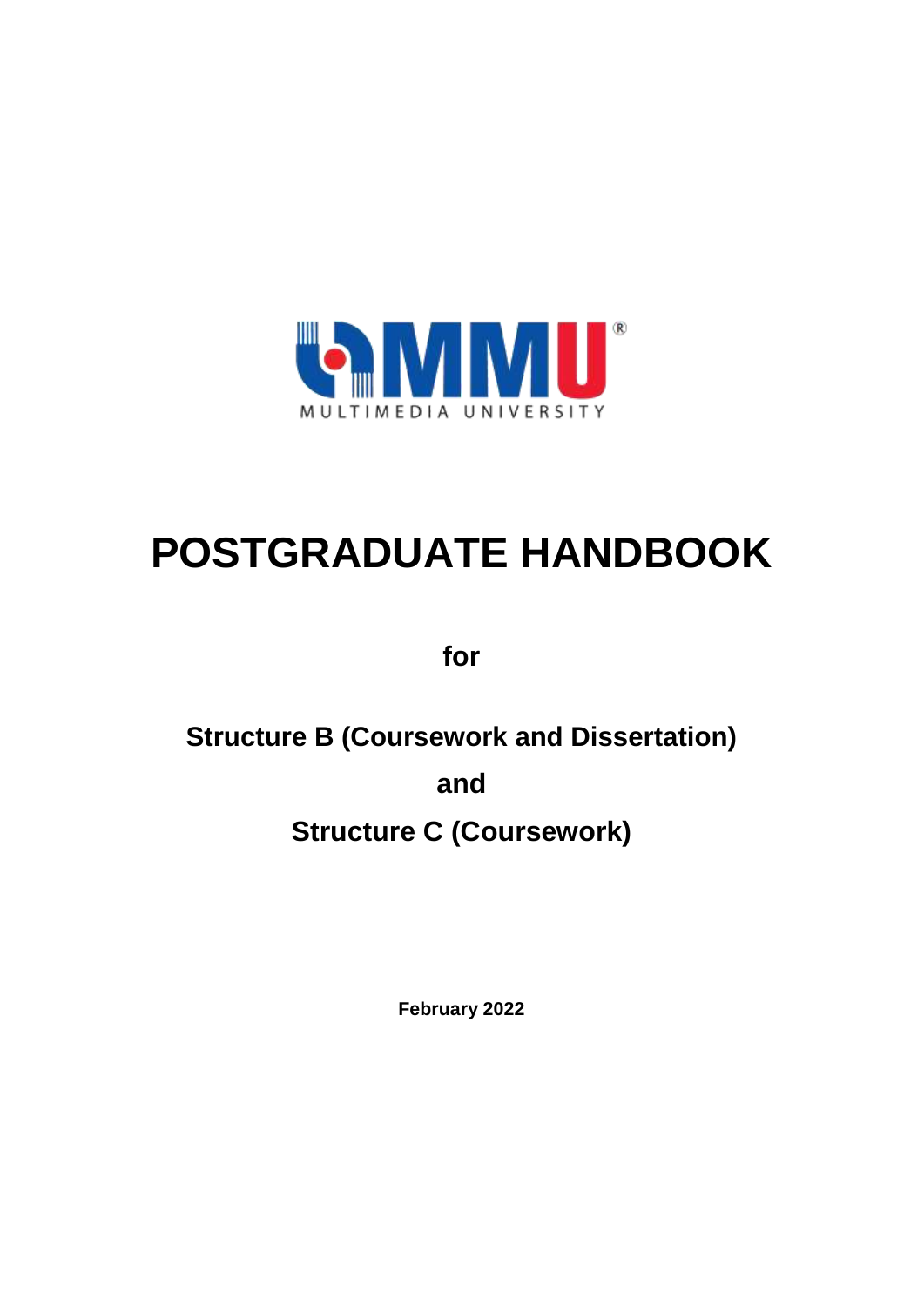MULTIMEDIA UNIVERSITY

# POSTGRADUATE HANDBOOK

**for**

**Structure B (Coursework and Dissertation)**

**and**

**Structure C (Coursework)**

**February 2022**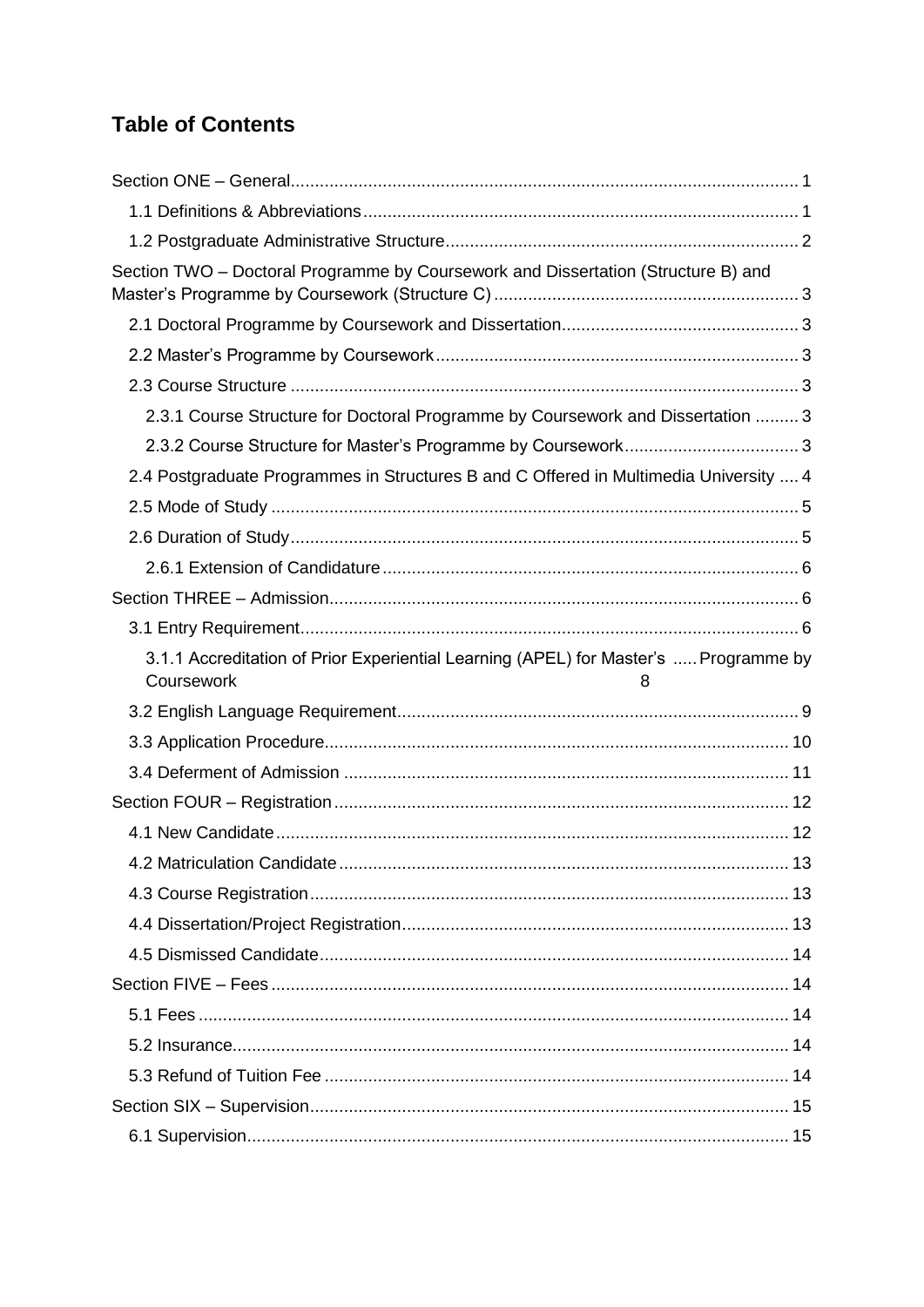# Table of Contents

Section ONE – General........................................................................................................ 1

- 1.1 Definitions & Abbreviations......................................................................................... 1
- 1.2 Postgraduate Administrative Structure........................................................................ 2

Section TWO – Doctoral Programme by Coursework and Dissertation (Structure B) and Master's Programme by Coursework (Structure C)............................................................... 3

- 2.1 Doctoral Programme by Coursework and Dissertation................................................ 3
- 2.2 Master's Programme by Coursework.......................................................................... 3
- 2.3 Course Structure ........................................................................................................ 3
  - 2.3.1 Course Structure for Doctoral Programme by Coursework and Dissertation ......... 3
  - 2.3.2 Course Structure for Master's Programme by Coursework.................................... 3
- 2.4 Postgraduate Programmes in Structures B and C Offered in Multimedia University .... 4
- 2.5 Mode of Study ............................................................................................................ 5
- 2.6 Duration of Study........................................................................................................ 5
  - 2.6.1 Extension of Candidature...................................................................................... 6

Section THREE – Admission................................................................................................ 6

- 3.1 Entry Requirement...................................................................................................... 6
  - 3.1.1 Accreditation of Prior Experiential Learning (APEL) for Master's ..... Programme by Coursework 8
- 3.2 English Language Requirement.................................................................................. 9
- 3.3 Application Procedure............................................................................................... 10
- 3.4 Deferment of Admission ........................................................................................... 11

Section FOUR – Registration............................................................................................. 12

- 4.1 New Candidate......................................................................................................... 12
- 4.2 Matriculation Candidate............................................................................................ 13
- 4.3 Course Registration.................................................................................................. 13
- 4.4 Dissertation/Project Registration............................................................................... 13
- 4.5 Dismissed Candidate................................................................................................ 14

Section FIVE – Fees.......................................................................................................... 14

- 5.1 Fees......................................................................................................................... 14
- 5.2 Insurance.................................................................................................................. 14
- 5.3 Refund of Tuition Fee ............................................................................................... 14

Section SIX – Supervision.................................................................................................. 15

- 6.1 Supervision............................................................................................................... 15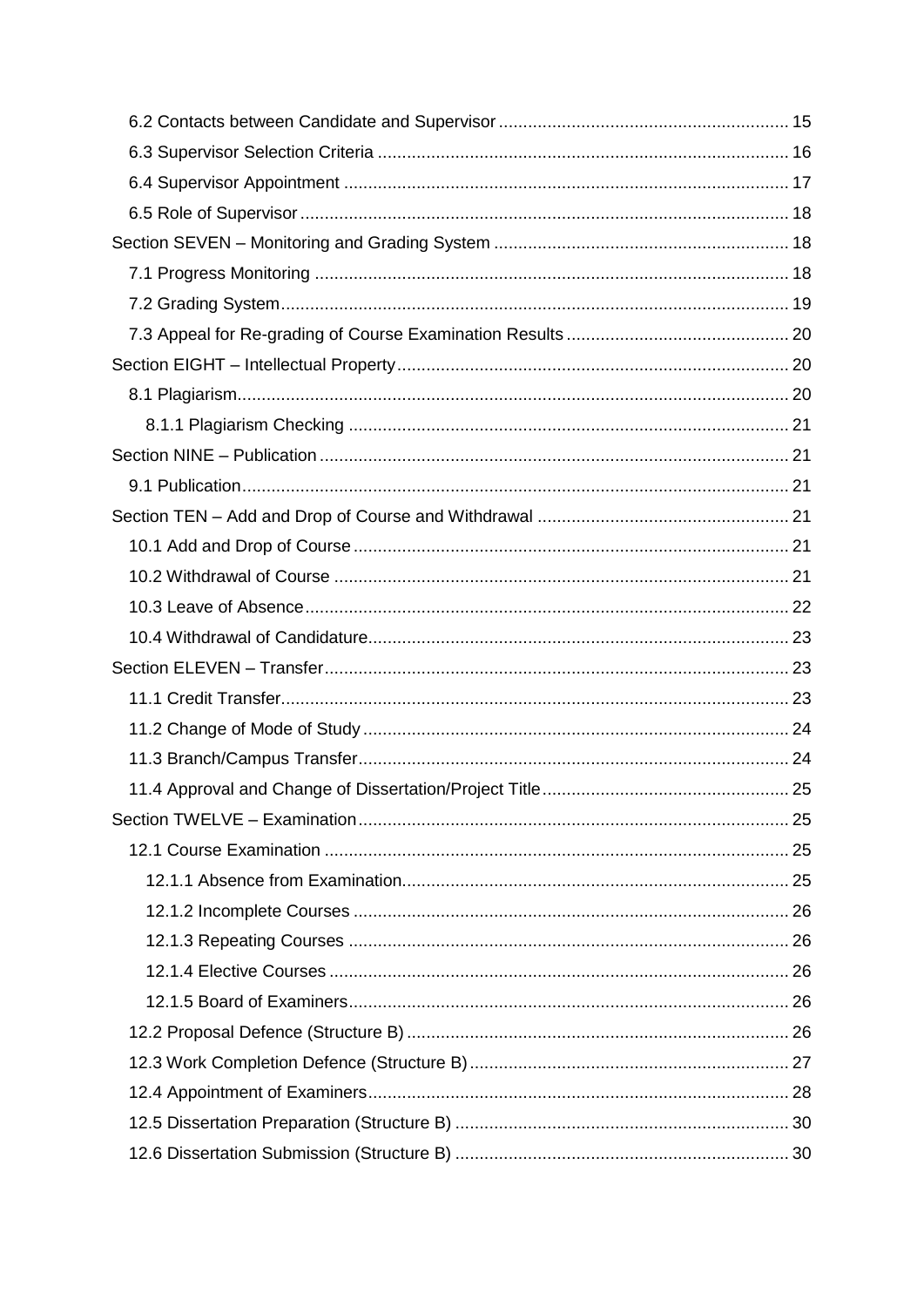6.2 Contacts between Candidate and Supervisor ........ 15
6.3 Supervisor Selection Criteria ........ 16
6.4 Supervisor Appointment ........ 17
6.5 Role of Supervisor ........ 18

Section SEVEN – Monitoring and Grading System ........ 18
7.1 Progress Monitoring ........ 18
7.2 Grading System ........ 19
7.3 Appeal for Re-grading of Course Examination Results ........ 20

Section EIGHT – Intellectual Property ........ 20
8.1 Plagiarism ........ 20
8.1.1 Plagiarism Checking ........ 21

Section NINE – Publication ........ 21
9.1 Publication ........ 21

Section TEN – Add and Drop of Course and Withdrawal ........ 21
10.1 Add and Drop of Course ........ 21
10.2 Withdrawal of Course ........ 21
10.3 Leave of Absence ........ 22
10.4 Withdrawal of Candidature ........ 23

Section ELEVEN – Transfer ........ 23
11.1 Credit Transfer ........ 23
11.2 Change of Mode of Study ........ 24
11.3 Branch/Campus Transfer ........ 24
11.4 Approval and Change of Dissertation/Project Title ........ 25

Section TWELVE – Examination ........ 25
12.1 Course Examination ........ 25
12.1.1 Absence from Examination ........ 25
12.1.2 Incomplete Courses ........ 26
12.1.3 Repeating Courses ........ 26
12.1.4 Elective Courses ........ 26
12.1.5 Board of Examiners ........ 26
12.2 Proposal Defence (Structure B) ........ 26
12.3 Work Completion Defence (Structure B) ........ 27
12.4 Appointment of Examiners ........ 28
12.5 Dissertation Preparation (Structure B) ........ 30
12.6 Dissertation Submission (Structure B) ........ 30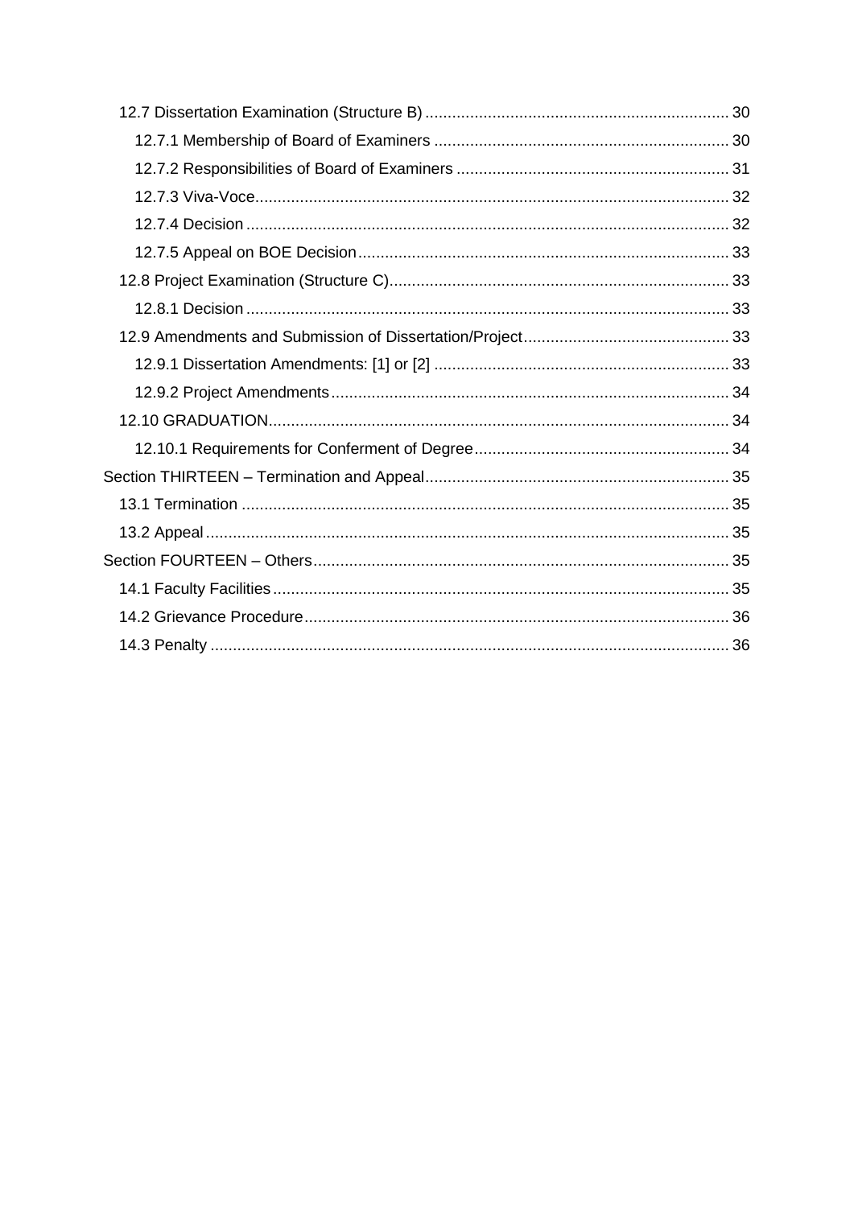- 12.7 Dissertation Examination (Structure B) .......... 30
  - 12.7.1 Membership of Board of Examiners .......... 30
  - 12.7.2 Responsibilities of Board of Examiners .......... 31
  - 12.7.3 Viva-Voce .......... 32
  - 12.7.4 Decision .......... 32
  - 12.7.5 Appeal on BOE Decision .......... 33
- 12.8 Project Examination (Structure C) .......... 33
  - 12.8.1 Decision .......... 33
- 12.9 Amendments and Submission of Dissertation/Project .......... 33
  - 12.9.1 Dissertation Amendments: [1] or [2] .......... 33
  - 12.9.2 Project Amendments .......... 34
- 12.10 GRADUATION .......... 34
  - 12.10.1 Requirements for Conferment of Degree .......... 34

Section THIRTEEN – Termination and Appeal .......... 35

- 13.1 Termination .......... 35
- 13.2 Appeal .......... 35

Section FOURTEEN – Others .......... 35

- 14.1 Faculty Facilities .......... 35
- 14.2 Grievance Procedure .......... 36
- 14.3 Penalty .......... 36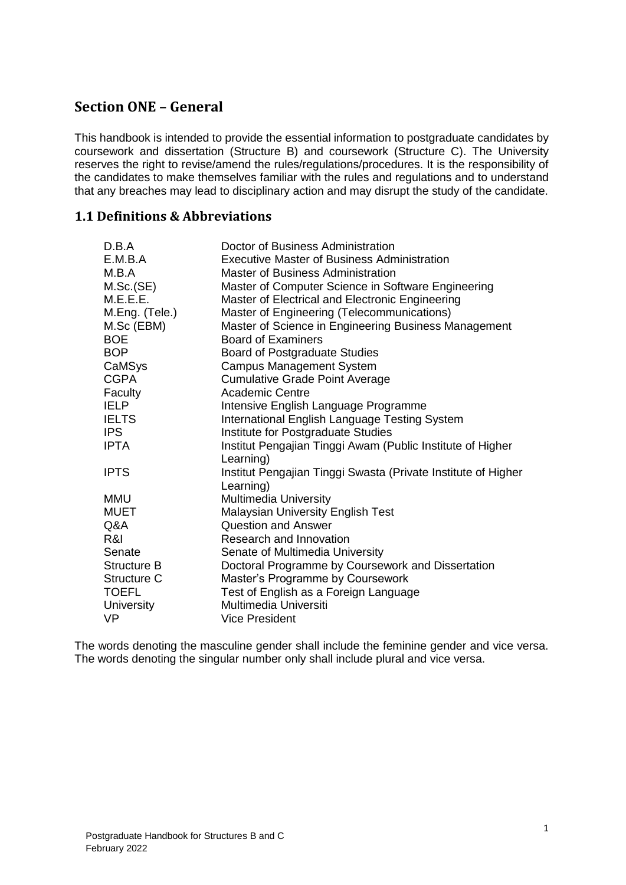## Section ONE – General

This handbook is intended to provide the essential information to postgraduate candidates by coursework and dissertation (Structure B) and coursework (Structure C). The University reserves the right to revise/amend the rules/regulations/procedures. It is the responsibility of the candidates to make themselves familiar with the rules and regulations and to understand that any breaches may lead to disciplinary action and may disrupt the study of the candidate.

### 1.1 Definitions & Abbreviations

| | |
|---|---|
| D.B.A | Doctor of Business Administration |
| E.M.B.A | Executive Master of Business Administration |
| M.B.A | Master of Business Administration |
| M.Sc.(SE) | Master of Computer Science in Software Engineering |
| M.E.E.E. | Master of Electrical and Electronic Engineering |
| M.Eng. (Tele.) | Master of Engineering (Telecommunications) |
| M.Sc (EBM) | Master of Science in Engineering Business Management |
| BOE | Board of Examiners |
| BOP | Board of Postgraduate Studies |
| CaMSys | Campus Management System |
| CGPA | Cumulative Grade Point Average |
| Faculty | Academic Centre |
| IELP | Intensive English Language Programme |
| IELTS | International English Language Testing System |
| IPS | Institute for Postgraduate Studies |
| IPTA | Institut Pengajian Tinggi Awam (Public Institute of Higher Learning) |
| IPTS | Institut Pengajian Tinggi Swasta (Private Institute of Higher Learning) |
| MMU | Multimedia University |
| MUET | Malaysian University English Test |
| Q&A | Question and Answer |
| R&I | Research and Innovation |
| Senate | Senate of Multimedia University |
| Structure B | Doctoral Programme by Coursework and Dissertation |
| Structure C | Master's Programme by Coursework |
| TOEFL | Test of English as a Foreign Language |
| University | Multimedia Universiti |
| VP | Vice President |

The words denoting the masculine gender shall include the feminine gender and vice versa. The words denoting the singular number only shall include plural and vice versa.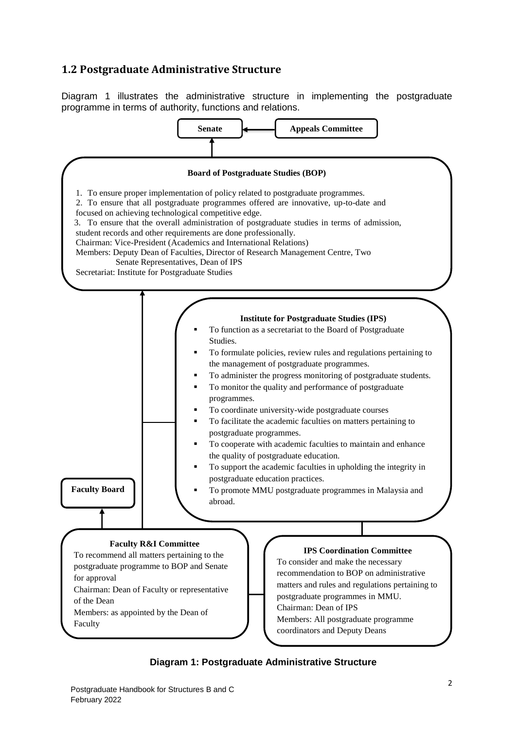## 1.2 Postgraduate Administrative Structure

Diagram 1 illustrates the administrative structure in implementing the postgraduate programme in terms of authority, functions and relations.

**Senate**

**Appeals Committee**

**Board of Postgraduate Studies (BOP)**

1. To ensure proper implementation of policy related to postgraduate programmes.
2. To ensure that all postgraduate programmes offered are innovative, up-to-date and focused on achieving technological competitive edge.
3. To ensure that the overall administration of postgraduate studies in terms of admission, student records and other requirements are done professionally.

Chairman: Vice-President (Academics and International Relations)

Members: Deputy Dean of Faculties, Director of Research Management Centre, Two Senate Representatives, Dean of IPS

Secretariat: Institute for Postgraduate Studies

**Institute for Postgraduate Studies (IPS)**

- To function as a secretariat to the Board of Postgraduate Studies.
- To formulate policies, review rules and regulations pertaining to the management of postgraduate programmes.
- To administer the progress monitoring of postgraduate students.
- To monitor the quality and performance of postgraduate programmes.
- To coordinate university-wide postgraduate courses
- To facilitate the academic faculties on matters pertaining to postgraduate programmes.
- To cooperate with academic faculties to maintain and enhance the quality of postgraduate education.
- To support the academic faculties in upholding the integrity in postgraduate education practices.
- To promote MMU postgraduate programmes in Malaysia and abroad.

**Faculty Board**

**Faculty R&I Committee**

To recommend all matters pertaining to the postgraduate programme to BOP and Senate for approval

Chairman: Dean of Faculty or representative of the Dean

Members: as appointed by the Dean of Faculty

**IPS Coordination Committee**

To consider and make the necessary recommendation to BOP on administrative matters and rules and regulations pertaining to postgraduate programmes in MMU.

Chairman: Dean of IPS

Members: All postgraduate programme coordinators and Deputy Deans

**Diagram 1: Postgraduate Administrative Structure**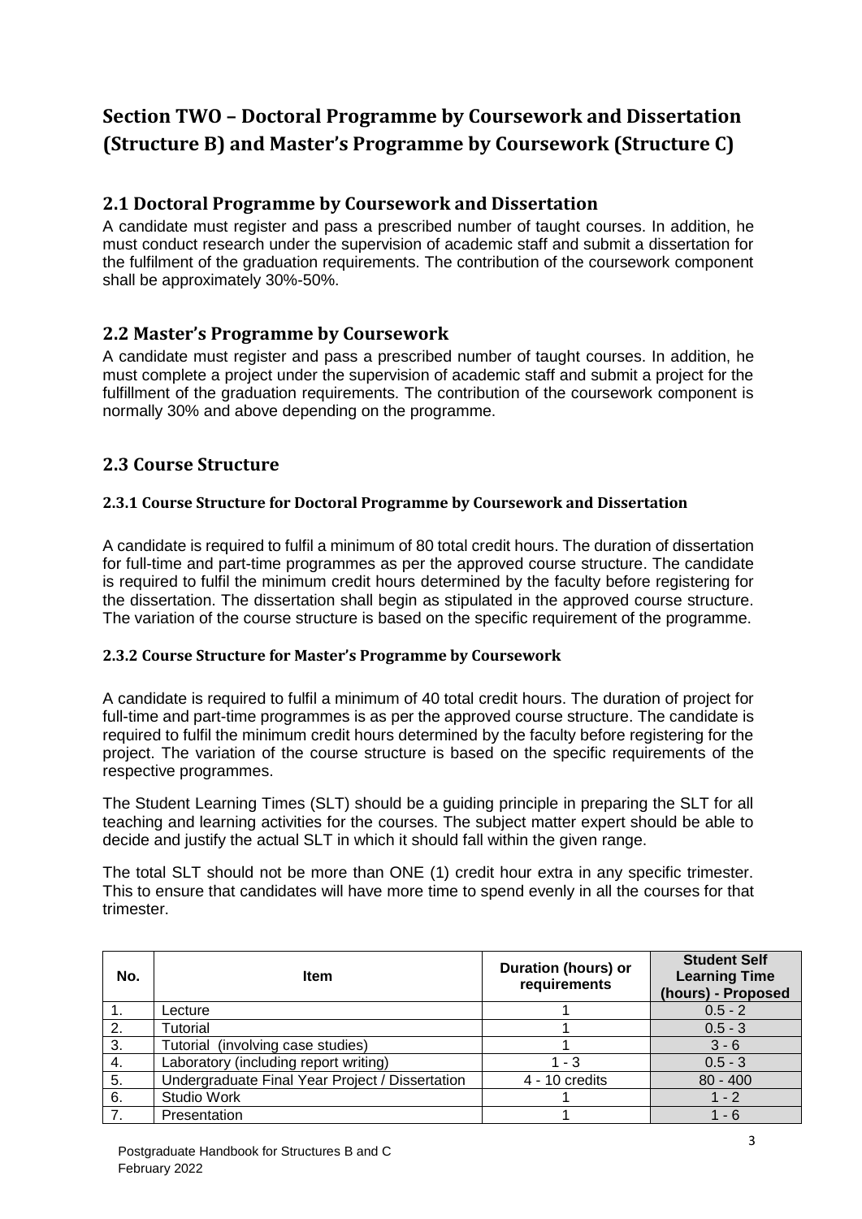# Section TWO – Doctoral Programme by Coursework and Dissertation (Structure B) and Master's Programme by Coursework (Structure C)

## 2.1 Doctoral Programme by Coursework and Dissertation

A candidate must register and pass a prescribed number of taught courses. In addition, he must conduct research under the supervision of academic staff and submit a dissertation for the fulfilment of the graduation requirements. The contribution of the coursework component shall be approximately 30%-50%.

## 2.2 Master's Programme by Coursework

A candidate must register and pass a prescribed number of taught courses. In addition, he must complete a project under the supervision of academic staff and submit a project for the fulfillment of the graduation requirements. The contribution of the coursework component is normally 30% and above depending on the programme.

## 2.3 Course Structure

### 2.3.1 Course Structure for Doctoral Programme by Coursework and Dissertation

A candidate is required to fulfil a minimum of 80 total credit hours. The duration of dissertation for full-time and part-time programmes as per the approved course structure. The candidate is required to fulfil the minimum credit hours determined by the faculty before registering for the dissertation. The dissertation shall begin as stipulated in the approved course structure. The variation of the course structure is based on the specific requirement of the programme.

### 2.3.2 Course Structure for Master's Programme by Coursework

A candidate is required to fulfil a minimum of 40 total credit hours. The duration of project for full-time and part-time programmes is as per the approved course structure. The candidate is required to fulfil the minimum credit hours determined by the faculty before registering for the project. The variation of the course structure is based on the specific requirements of the respective programmes.

The Student Learning Times (SLT) should be a guiding principle in preparing the SLT for all teaching and learning activities for the courses. The subject matter expert should be able to decide and justify the actual SLT in which it should fall within the given range.

The total SLT should not be more than ONE (1) credit hour extra in any specific trimester. This to ensure that candidates will have more time to spend evenly in all the courses for that trimester.

| No. | Item | Duration (hours) or requirements | Student Self Learning Time (hours) - Proposed |
|---|---|---|---|
| 1. | Lecture | 1 | 0.5 - 2 |
| 2. | Tutorial | 1 | 0.5 - 3 |
| 3. | Tutorial (involving case studies) | 1 | 3 - 6 |
| 4. | Laboratory (including report writing) | 1 - 3 | 0.5 - 3 |
| 5. | Undergraduate Final Year Project / Dissertation | 4 - 10 credits | 80 - 400 |
| 6. | Studio Work | 1 | 1 - 2 |
| 7. | Presentation | 1 | 1 - 6 |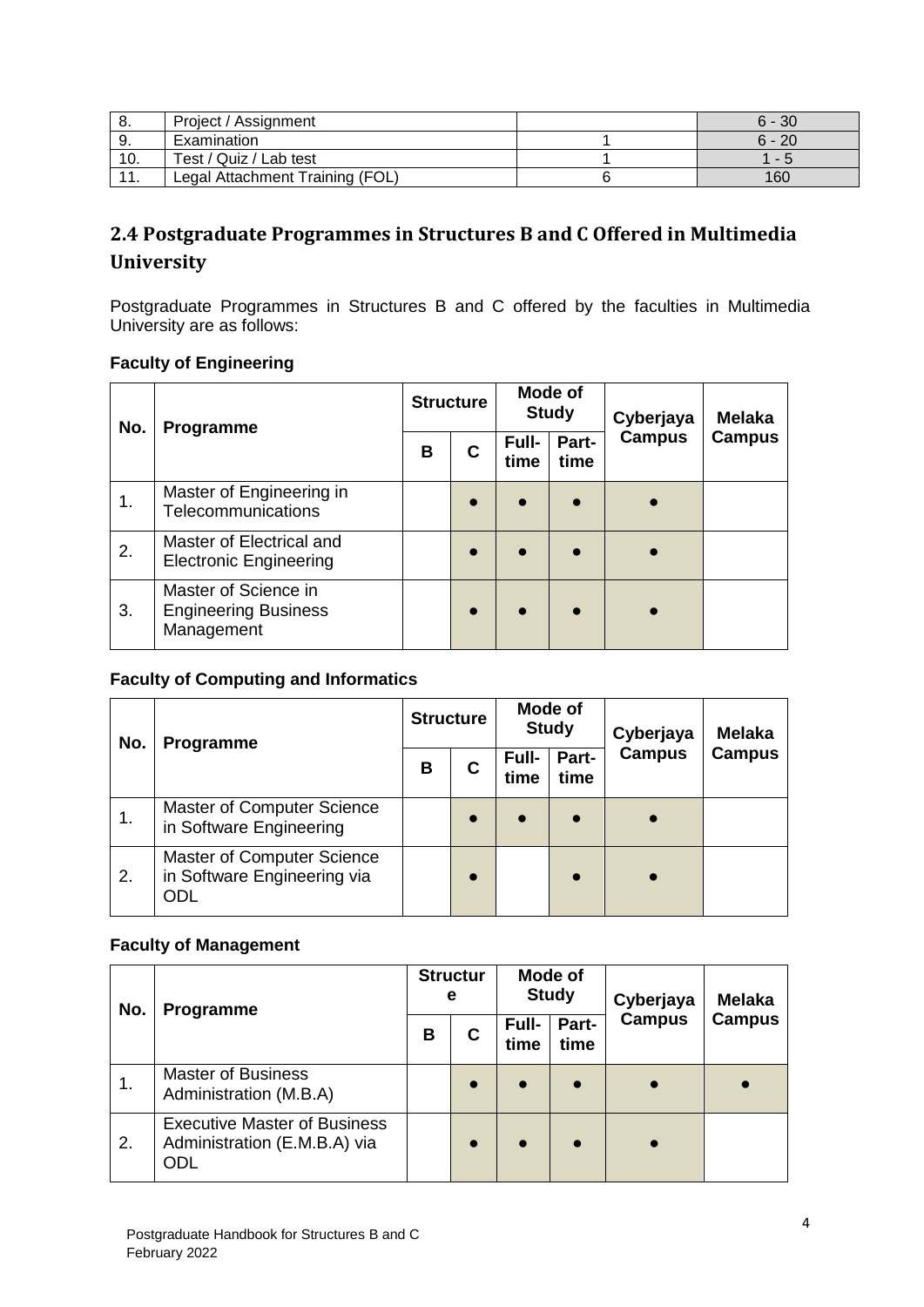| 8. | Project / Assignment | | 6 - 30 |
|---|---|---|---|
| 9. | Examination | 1 | 6 - 20 |
| 10. | Test / Quiz / Lab test | 1 | 1 - 5 |
| 11. | Legal Attachment Training (FOL) | 6 | 160 |

## 2.4 Postgraduate Programmes in Structures B and C Offered in Multimedia University

Postgraduate Programmes in Structures B and C offered by the faculties in Multimedia University are as follows:

**Faculty of Engineering**

| No. | Programme | Structure | | Mode of Study | | Cyberjaya Campus | Melaka Campus |
|---|---|---|---|---|---|---|---|
| | | B | C | Full-time | Part-time | | |
| 1. | Master of Engineering in Telecommunications | | ● | ● | ● | ● | |
| 2. | Master of Electrical and Electronic Engineering | | ● | ● | ● | ● | |
| 3. | Master of Science in Engineering Business Management | | ● | ● | ● | ● | |

**Faculty of Computing and Informatics**

| No. | Programme | Structure | | Mode of Study | | Cyberjaya Campus | Melaka Campus |
|---|---|---|---|---|---|---|---|
| | | B | C | Full-time | Part-time | | |
| 1. | Master of Computer Science in Software Engineering | | ● | ● | ● | ● | |
| 2. | Master of Computer Science in Software Engineering via ODL | | ● | | ● | ● | |

**Faculty of Management**

| No. | Programme | Structure | | Mode of Study | | Cyberjaya Campus | Melaka Campus |
|---|---|---|---|---|---|---|---|
| | | B | C | Full-time | Part-time | | |
| 1. | Master of Business Administration (M.B.A) | | ● | ● | ● | ● | ● |
| 2. | Executive Master of Business Administration (E.M.B.A) via ODL | | ● | ● | ● | ● | |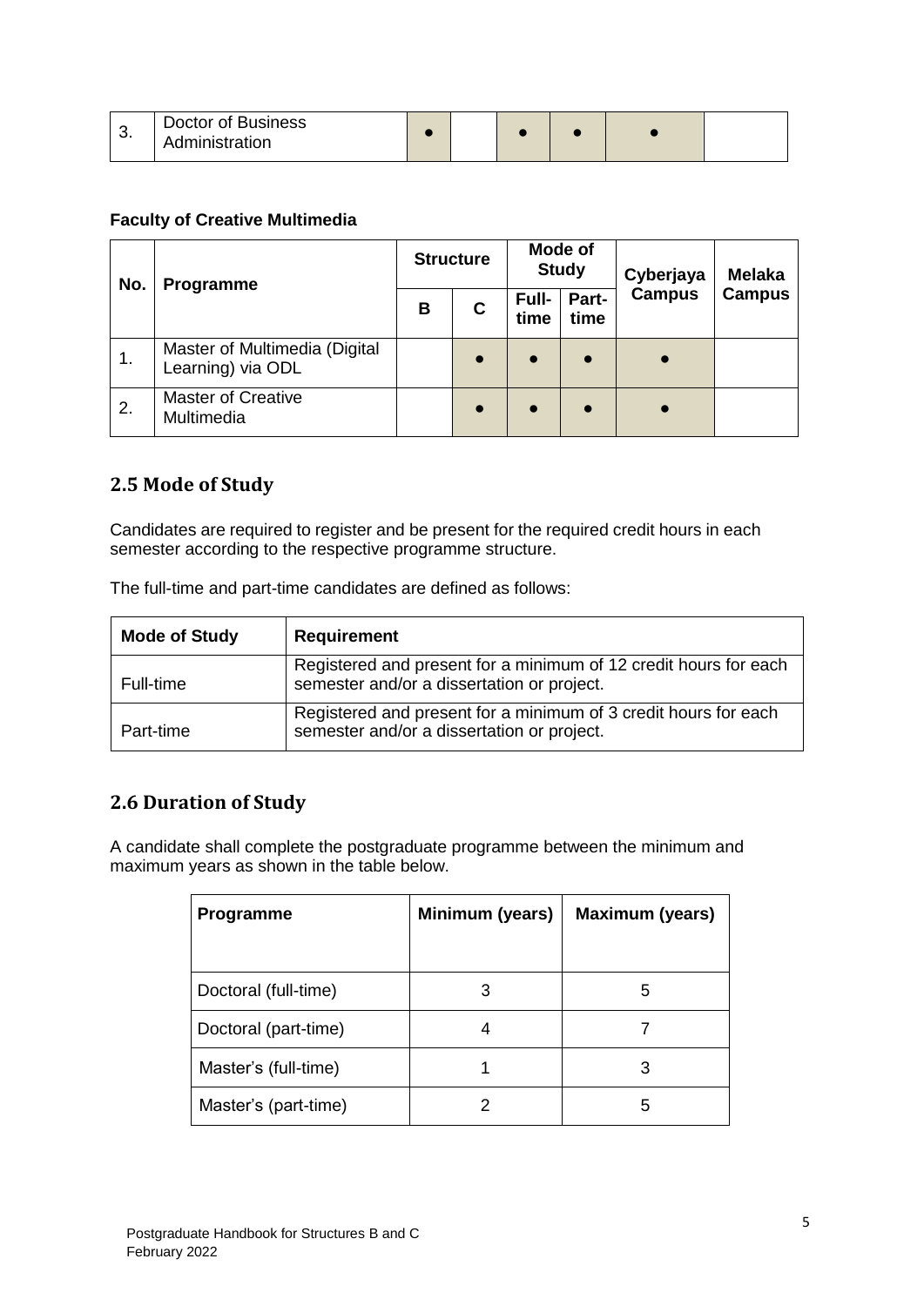| 3. | Doctor of Business Administration | ● | | ● | ● | ● | |
|---|---|---|---|---|---|---|---|

**Faculty of Creative Multimedia**

| No. | Programme | Structure | | Mode of Study | | Cyberjaya Campus | Melaka Campus |
|---|---|---|---|---|---|---|---|
| | | B | C | Full-time | Part-time | | |
| 1. | Master of Multimedia (Digital Learning) via ODL | | ● | ● | ● | ● | |
| 2. | Master of Creative Multimedia | | ● | ● | ● | ● | |

## 2.5 Mode of Study

Candidates are required to register and be present for the required credit hours in each semester according to the respective programme structure.

The full-time and part-time candidates are defined as follows:

| Mode of Study | Requirement |
|---|---|
| Full-time | Registered and present for a minimum of 12 credit hours for each semester and/or a dissertation or project. |
| Part-time | Registered and present for a minimum of 3 credit hours for each semester and/or a dissertation or project. |

## 2.6 Duration of Study

A candidate shall complete the postgraduate programme between the minimum and maximum years as shown in the table below.

| Programme | Minimum (years) | Maximum (years) |
|---|---|---|
| Doctoral (full-time) | 3 | 5 |
| Doctoral (part-time) | 4 | 7 |
| Master's (full-time) | 1 | 3 |
| Master's (part-time) | 2 | 5 |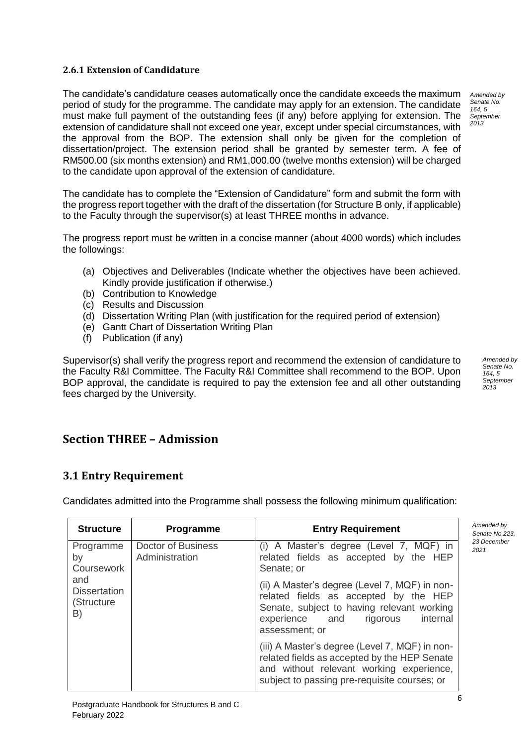### 2.6.1 Extension of Candidature

The candidate's candidature ceases automatically once the candidate exceeds the maximum period of study for the programme. The candidate may apply for an extension. The candidate must make full payment of the outstanding fees (if any) before applying for extension. The extension of candidature shall not exceed one year, except under special circumstances, with the approval from the BOP. The extension shall only be given for the completion of dissertation/project. The extension period shall be granted by semester term. A fee of RM500.00 (six months extension) and RM1,000.00 (twelve months extension) will be charged to the candidate upon approval of the extension of candidature.

*Amended by Senate No. 164, 5 September 2013*

The candidate has to complete the "Extension of Candidature" form and submit the form with the progress report together with the draft of the dissertation (for Structure B only, if applicable) to the Faculty through the supervisor(s) at least THREE months in advance.

The progress report must be written in a concise manner (about 4000 words) which includes the followings:

(a) Objectives and Deliverables (Indicate whether the objectives have been achieved. Kindly provide justification if otherwise.)
(b) Contribution to Knowledge
(c) Results and Discussion
(d) Dissertation Writing Plan (with justification for the required period of extension)
(e) Gantt Chart of Dissertation Writing Plan
(f) Publication (if any)

Supervisor(s) shall verify the progress report and recommend the extension of candidature to the Faculty R&I Committee. The Faculty R&I Committee shall recommend to the BOP. Upon BOP approval, the candidate is required to pay the extension fee and all other outstanding fees charged by the University.

*Amended by Senate No. 164, 5 September 2013*

## Section THREE – Admission

### 3.1 Entry Requirement

Candidates admitted into the Programme shall possess the following minimum qualification:

*Amended by Senate No.223, 23 December 2021*

| Structure | Programme | Entry Requirement |
|---|---|---|
| Programme by Coursework and Dissertation (Structure B) | Doctor of Business Administration | (i) A Master's degree (Level 7, MQF) in related fields as accepted by the HEP Senate; or |
| | | (ii) A Master's degree (Level 7, MQF) in non-related fields as accepted by the HEP Senate, subject to having relevant working experience and rigorous internal assessment; or |
| | | (iii) A Master's degree (Level 7, MQF) in non-related fields as accepted by the HEP Senate and without relevant working experience, subject to passing pre-requisite courses; or |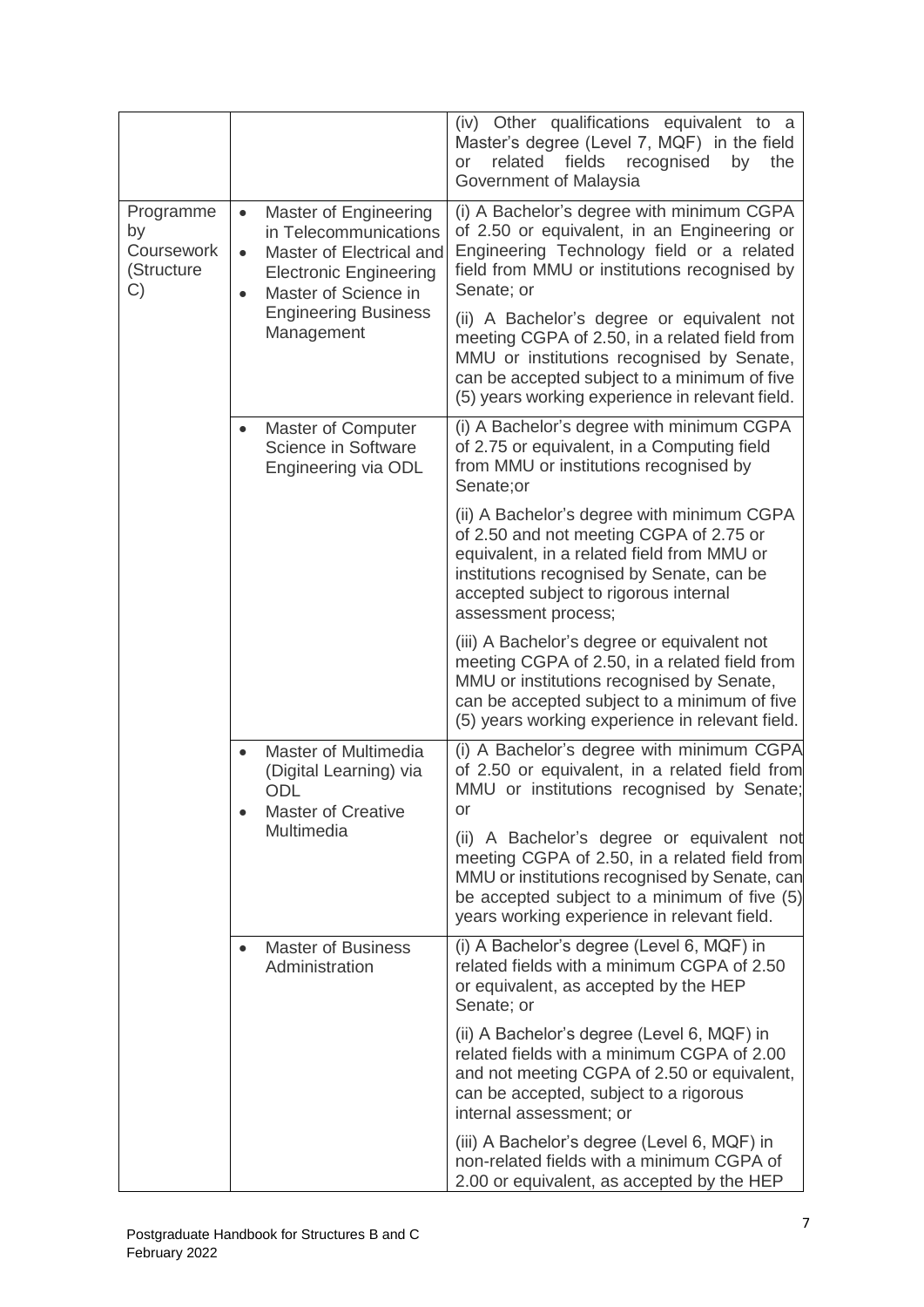| | | |
|---|---|---|
| | | (iv) Other qualifications equivalent to a Master's degree (Level 7, MQF) in the field or related fields recognised by the Government of Malaysia |
| Programme by Coursework (Structure C) | • Master of Engineering in Telecommunications<br>• Master of Electrical and Electronic Engineering<br>• Master of Science in Engineering Business Management | (i) A Bachelor's degree with minimum CGPA of 2.50 or equivalent, in an Engineering or Engineering Technology field or a related field from MMU or institutions recognised by Senate; or |
| | | (ii) A Bachelor's degree or equivalent not meeting CGPA of 2.50, in a related field from MMU or institutions recognised by Senate, can be accepted subject to a minimum of five (5) years working experience in relevant field. |
| | • Master of Computer Science in Software Engineering via ODL | (i) A Bachelor's degree with minimum CGPA of 2.75 or equivalent, in a Computing field from MMU or institutions recognised by Senate;or |
| | | (ii) A Bachelor's degree with minimum CGPA of 2.50 and not meeting CGPA of 2.75 or equivalent, in a related field from MMU or institutions recognised by Senate, can be accepted subject to rigorous internal assessment process; |
| | | (iii) A Bachelor's degree or equivalent not meeting CGPA of 2.50, in a related field from MMU or institutions recognised by Senate, can be accepted subject to a minimum of five (5) years working experience in relevant field. |
| | • Master of Multimedia (Digital Learning) via ODL<br>• Master of Creative Multimedia | (i) A Bachelor's degree with minimum CGPA of 2.50 or equivalent, in a related field from MMU or institutions recognised by Senate; or |
| | | (ii) A Bachelor's degree or equivalent not meeting CGPA of 2.50, in a related field from MMU or institutions recognised by Senate, can be accepted subject to a minimum of five (5) years working experience in relevant field. |
| | • Master of Business Administration | (i) A Bachelor's degree (Level 6, MQF) in related fields with a minimum CGPA of 2.50 or equivalent, as accepted by the HEP Senate; or |
| | | (ii) A Bachelor's degree (Level 6, MQF) in related fields with a minimum CGPA of 2.00 and not meeting CGPA of 2.50 or equivalent, can be accepted, subject to a rigorous internal assessment; or |
| | | (iii) A Bachelor's degree (Level 6, MQF) in non-related fields with a minimum CGPA of 2.00 or equivalent, as accepted by the HEP |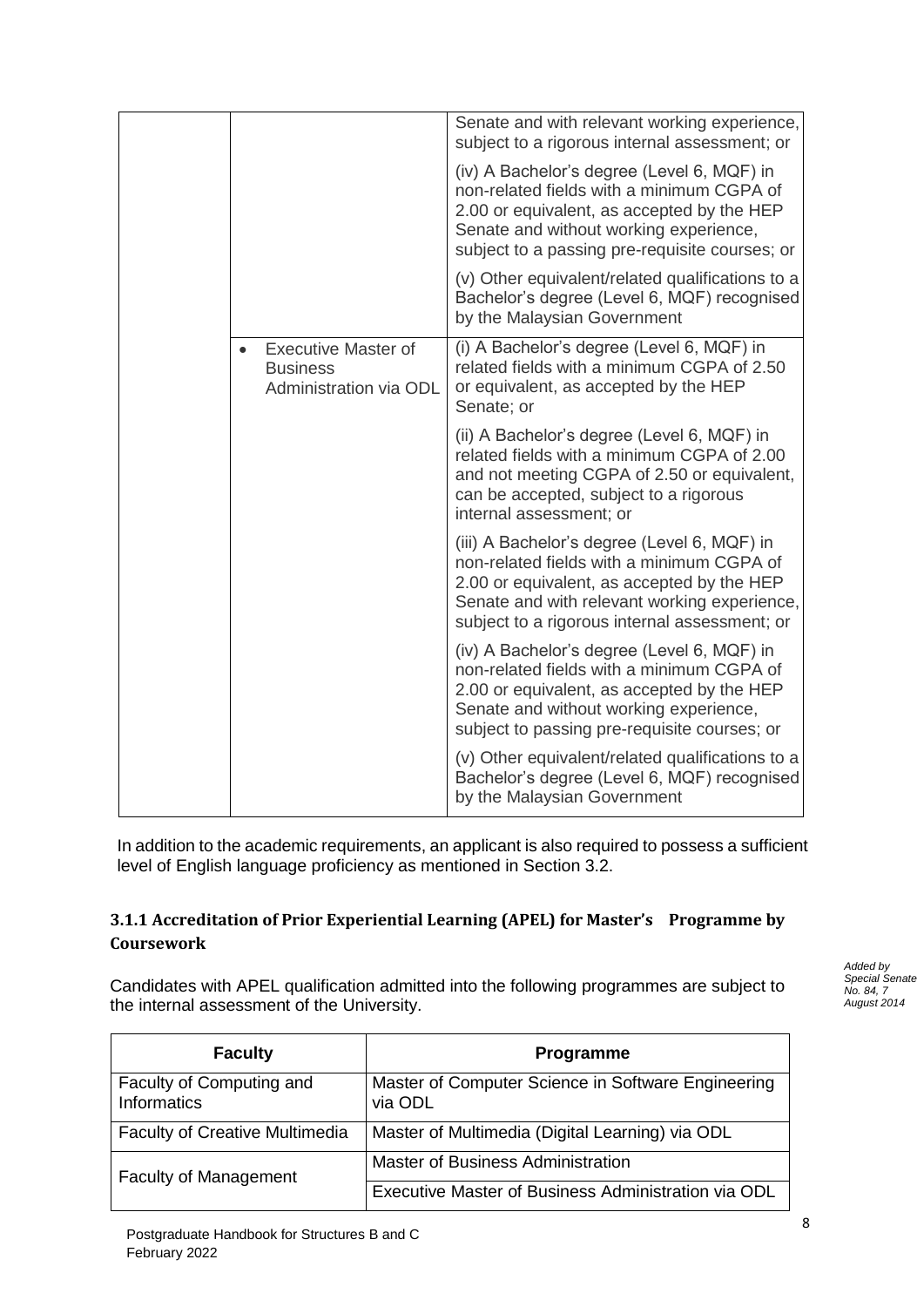| | | |
|---|---|---|
| | | Senate and with relevant working experience, subject to a rigorous internal assessment; or |
| | | (iv) A Bachelor's degree (Level 6, MQF) in non-related fields with a minimum CGPA of 2.00 or equivalent, as accepted by the HEP Senate and without working experience, subject to a passing pre-requisite courses; or |
| | | (v) Other equivalent/related qualifications to a Bachelor's degree (Level 6, MQF) recognised by the Malaysian Government |
| | • Executive Master of Business Administration via ODL | (i) A Bachelor's degree (Level 6, MQF) in related fields with a minimum CGPA of 2.50 or equivalent, as accepted by the HEP Senate; or |
| | | (ii) A Bachelor's degree (Level 6, MQF) in related fields with a minimum CGPA of 2.00 and not meeting CGPA of 2.50 or equivalent, can be accepted, subject to a rigorous internal assessment; or |
| | | (iii) A Bachelor's degree (Level 6, MQF) in non-related fields with a minimum CGPA of 2.00 or equivalent, as accepted by the HEP Senate and with relevant working experience, subject to a rigorous internal assessment; or |
| | | (iv) A Bachelor's degree (Level 6, MQF) in non-related fields with a minimum CGPA of 2.00 or equivalent, as accepted by the HEP Senate and without working experience, subject to passing pre-requisite courses; or |
| | | (v) Other equivalent/related qualifications to a Bachelor's degree (Level 6, MQF) recognised by the Malaysian Government |

In addition to the academic requirements, an applicant is also required to possess a sufficient level of English language proficiency as mentioned in Section 3.2.

### 3.1.1 Accreditation of Prior Experiential Learning (APEL) for Master's Programme by Coursework

*Added by Special Senate No. 84, 7 August 2014*

Candidates with APEL qualification admitted into the following programmes are subject to the internal assessment of the University.

| Faculty | Programme |
|---|---|
| Faculty of Computing and Informatics | Master of Computer Science in Software Engineering via ODL |
| Faculty of Creative Multimedia | Master of Multimedia (Digital Learning) via ODL |
| Faculty of Management | Master of Business Administration |
| | Executive Master of Business Administration via ODL |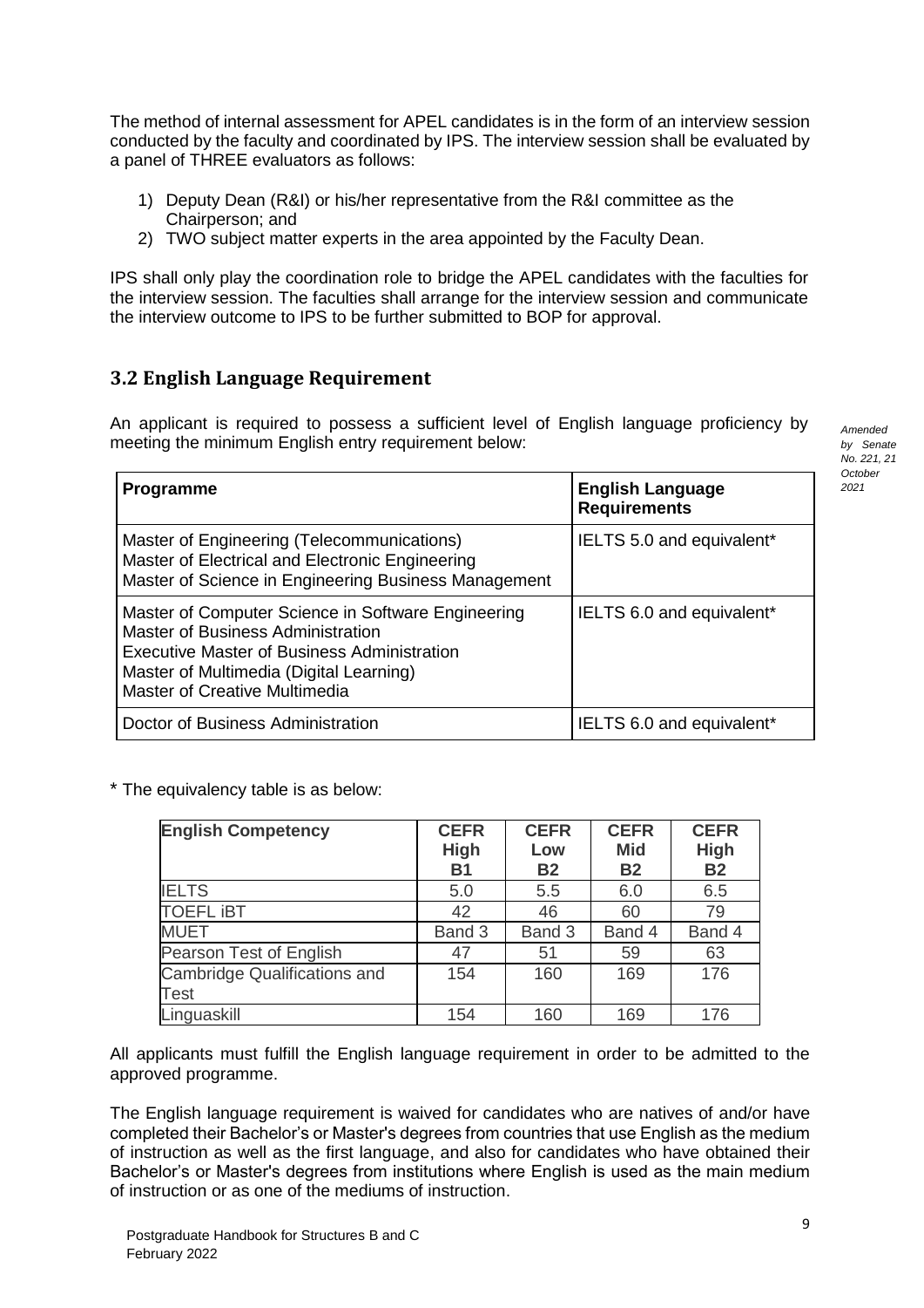The method of internal assessment for APEL candidates is in the form of an interview session conducted by the faculty and coordinated by IPS. The interview session shall be evaluated by a panel of THREE evaluators as follows:

1) Deputy Dean (R&I) or his/her representative from the R&I committee as the Chairperson; and
2) TWO subject matter experts in the area appointed by the Faculty Dean.

IPS shall only play the coordination role to bridge the APEL candidates with the faculties for the interview session. The faculties shall arrange for the interview session and communicate the interview outcome to IPS to be further submitted to BOP for approval.

## 3.2 English Language Requirement

*Amended by Senate No. 221, 21 October 2021*

An applicant is required to possess a sufficient level of English language proficiency by meeting the minimum English entry requirement below:

| Programme | English Language Requirements |
|---|---|
| Master of Engineering (Telecommunications)<br>Master of Electrical and Electronic Engineering<br>Master of Science in Engineering Business Management | IELTS 5.0 and equivalent* |
| Master of Computer Science in Software Engineering<br>Master of Business Administration<br>Executive Master of Business Administration<br>Master of Multimedia (Digital Learning)<br>Master of Creative Multimedia | IELTS 6.0 and equivalent* |
| Doctor of Business Administration | IELTS 6.0 and equivalent* |

* The equivalency table is as below:

| English Competency | CEFR High B1 | CEFR Low B2 | CEFR Mid B2 | CEFR High B2 |
|---|---|---|---|---|
| IELTS | 5.0 | 5.5 | 6.0 | 6.5 |
| TOEFL iBT | 42 | 46 | 60 | 79 |
| MUET | Band 3 | Band 3 | Band 4 | Band 4 |
| Pearson Test of English | 47 | 51 | 59 | 63 |
| Cambridge Qualifications and Test | 154 | 160 | 169 | 176 |
| Linguaskill | 154 | 160 | 169 | 176 |

All applicants must fulfill the English language requirement in order to be admitted to the approved programme.

The English language requirement is waived for candidates who are natives of and/or have completed their Bachelor's or Master's degrees from countries that use English as the medium of instruction as well as the first language, and also for candidates who have obtained their Bachelor's or Master's degrees from institutions where English is used as the main medium of instruction or as one of the mediums of instruction.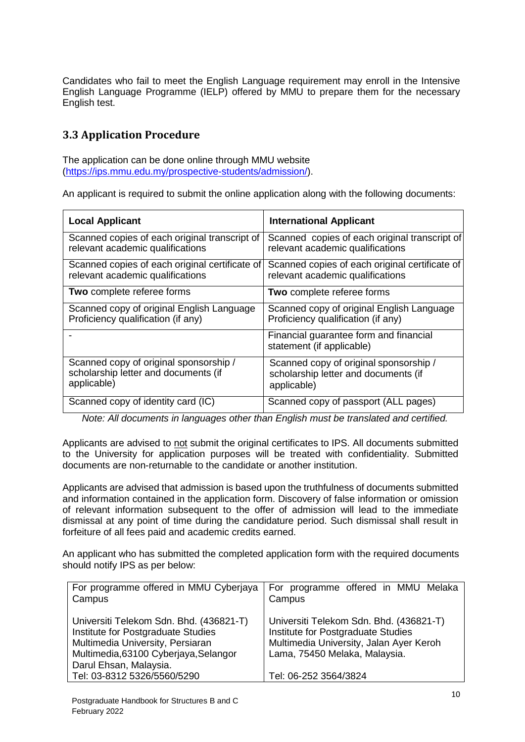Candidates who fail to meet the English Language requirement may enroll in the Intensive English Language Programme (IELP) offered by MMU to prepare them for the necessary English test.

## 3.3 Application Procedure

The application can be done online through MMU website (https://ips.mmu.edu.my/prospective-students/admission/).

An applicant is required to submit the online application along with the following documents:

| Local Applicant | International Applicant |
|---|---|
| Scanned copies of each original transcript of relevant academic qualifications | Scanned copies of each original transcript of relevant academic qualifications |
| Scanned copies of each original certificate of relevant academic qualifications | Scanned copies of each original certificate of relevant academic qualifications |
| **Two** complete referee forms | **Two** complete referee forms |
| Scanned copy of original English Language Proficiency qualification (if any) | Scanned copy of original English Language Proficiency qualification (if any) |
| - | Financial guarantee form and financial statement (if applicable) |
| Scanned copy of original sponsorship / scholarship letter and documents (if applicable) | Scanned copy of original sponsorship / scholarship letter and documents (if applicable) |
| Scanned copy of identity card (IC) | Scanned copy of passport (ALL pages) |

*Note: All documents in languages other than English must be translated and certified.*

Applicants are advised to not submit the original certificates to IPS. All documents submitted to the University for application purposes will be treated with confidentiality. Submitted documents are non-returnable to the candidate or another institution.

Applicants are advised that admission is based upon the truthfulness of documents submitted and information contained in the application form. Discovery of false information or omission of relevant information subsequent to the offer of admission will lead to the immediate dismissal at any point of time during the candidature period. Such dismissal shall result in forfeiture of all fees paid and academic credits earned.

An applicant who has submitted the completed application form with the required documents should notify IPS as per below:

| For programme offered in MMU Cyberjaya Campus | For programme offered in MMU Melaka Campus |
|---|---|
| Universiti Telekom Sdn. Bhd. (436821-T)<br>Institute for Postgraduate Studies<br>Multimedia University, Persiaran Multimedia,63100 Cyberjaya,Selangor Darul Ehsan, Malaysia.<br>Tel: 03-8312 5326/5560/5290 | Universiti Telekom Sdn. Bhd. (436821-T)<br>Institute for Postgraduate Studies<br>Multimedia University, Jalan Ayer Keroh Lama, 75450 Melaka, Malaysia.<br><br>Tel: 06-252 3564/3824 |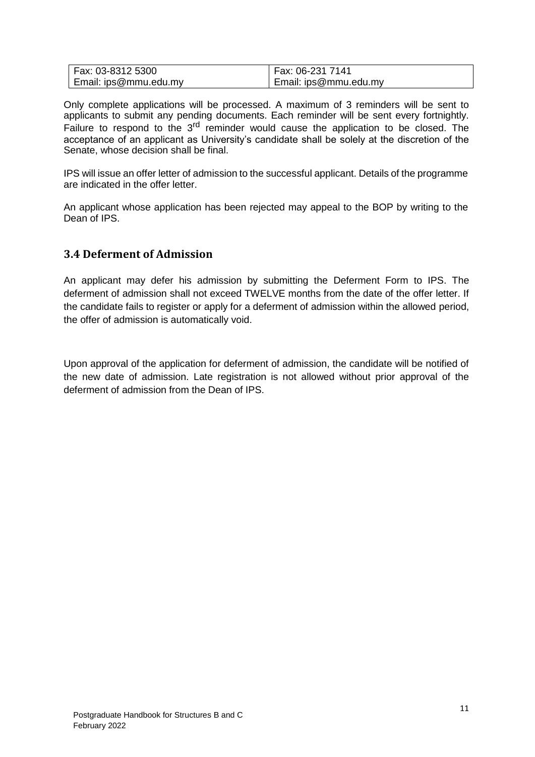| Fax: 03-8312 5300 | Fax: 06-231 7141 |
|---|---|
| Email: ips@mmu.edu.my | Email: ips@mmu.edu.my |

Only complete applications will be processed. A maximum of 3 reminders will be sent to applicants to submit any pending documents. Each reminder will be sent every fortnightly. Failure to respond to the 3rd reminder would cause the application to be closed. The acceptance of an applicant as University's candidate shall be solely at the discretion of the Senate, whose decision shall be final.

IPS will issue an offer letter of admission to the successful applicant. Details of the programme are indicated in the offer letter.

An applicant whose application has been rejected may appeal to the BOP by writing to the Dean of IPS.

## 3.4 Deferment of Admission

An applicant may defer his admission by submitting the Deferment Form to IPS. The deferment of admission shall not exceed TWELVE months from the date of the offer letter. If the candidate fails to register or apply for a deferment of admission within the allowed period, the offer of admission is automatically void.

Upon approval of the application for deferment of admission, the candidate will be notified of the new date of admission. Late registration is not allowed without prior approval of the deferment of admission from the Dean of IPS.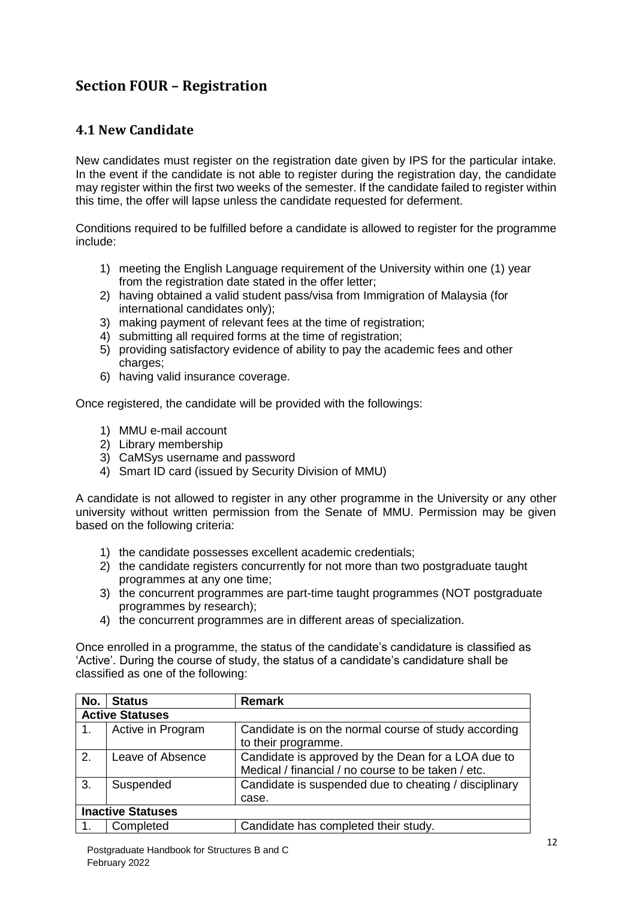# Section FOUR – Registration

## 4.1 New Candidate

New candidates must register on the registration date given by IPS for the particular intake. In the event if the candidate is not able to register during the registration day, the candidate may register within the first two weeks of the semester. If the candidate failed to register within this time, the offer will lapse unless the candidate requested for deferment.

Conditions required to be fulfilled before a candidate is allowed to register for the programme include:

1) meeting the English Language requirement of the University within one (1) year from the registration date stated in the offer letter;
2) having obtained a valid student pass/visa from Immigration of Malaysia (for international candidates only);
3) making payment of relevant fees at the time of registration;
4) submitting all required forms at the time of registration;
5) providing satisfactory evidence of ability to pay the academic fees and other charges;
6) having valid insurance coverage.

Once registered, the candidate will be provided with the followings:

1) MMU e-mail account
2) Library membership
3) CaMSys username and password
4) Smart ID card (issued by Security Division of MMU)

A candidate is not allowed to register in any other programme in the University or any other university without written permission from the Senate of MMU. Permission may be given based on the following criteria:

1) the candidate possesses excellent academic credentials;
2) the candidate registers concurrently for not more than two postgraduate taught programmes at any one time;
3) the concurrent programmes are part-time taught programmes (NOT postgraduate programmes by research);
4) the concurrent programmes are in different areas of specialization.

Once enrolled in a programme, the status of the candidate's candidature is classified as 'Active'. During the course of study, the status of a candidate's candidature shall be classified as one of the following:

| No. | Status | Remark |
|---|---|---|
| **Active Statuses** | | |
| 1. | Active in Program | Candidate is on the normal course of study according to their programme. |
| 2. | Leave of Absence | Candidate is approved by the Dean for a LOA due to Medical / financial / no course to be taken / etc. |
| 3. | Suspended | Candidate is suspended due to cheating / disciplinary case. |
| **Inactive Statuses** | | |
| 1. | Completed | Candidate has completed their study. |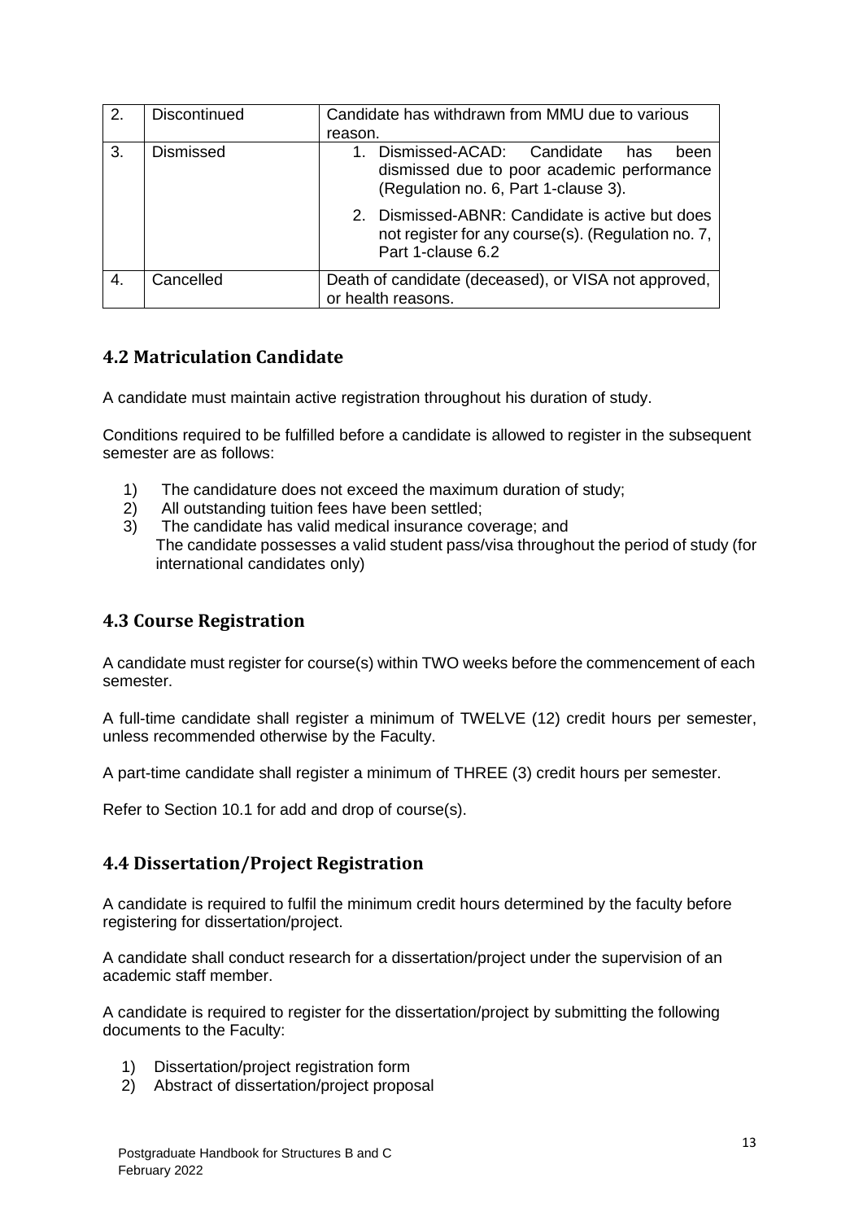| 2. | Discontinued | Candidate has withdrawn from MMU due to various reason. |
|---|---|---|
| 3. | Dismissed | 1. Dismissed-ACAD: Candidate has been dismissed due to poor academic performance (Regulation no. 6, Part 1-clause 3).<br>2. Dismissed-ABNR: Candidate is active but does not register for any course(s). (Regulation no. 7, Part 1-clause 6.2 |
| 4. | Cancelled | Death of candidate (deceased), or VISA not approved, or health reasons. |

## 4.2 Matriculation Candidate

A candidate must maintain active registration throughout his duration of study.

Conditions required to be fulfilled before a candidate is allowed to register in the subsequent semester are as follows:

1) The candidature does not exceed the maximum duration of study;
2) All outstanding tuition fees have been settled;
3) The candidate has valid medical insurance coverage; and
   The candidate possesses a valid student pass/visa throughout the period of study (for international candidates only)

## 4.3 Course Registration

A candidate must register for course(s) within TWO weeks before the commencement of each semester.

A full-time candidate shall register a minimum of TWELVE (12) credit hours per semester, unless recommended otherwise by the Faculty.

A part-time candidate shall register a minimum of THREE (3) credit hours per semester.

Refer to Section 10.1 for add and drop of course(s).

## 4.4 Dissertation/Project Registration

A candidate is required to fulfil the minimum credit hours determined by the faculty before registering for dissertation/project.

A candidate shall conduct research for a dissertation/project under the supervision of an academic staff member.

A candidate is required to register for the dissertation/project by submitting the following documents to the Faculty:

1) Dissertation/project registration form
2) Abstract of dissertation/project proposal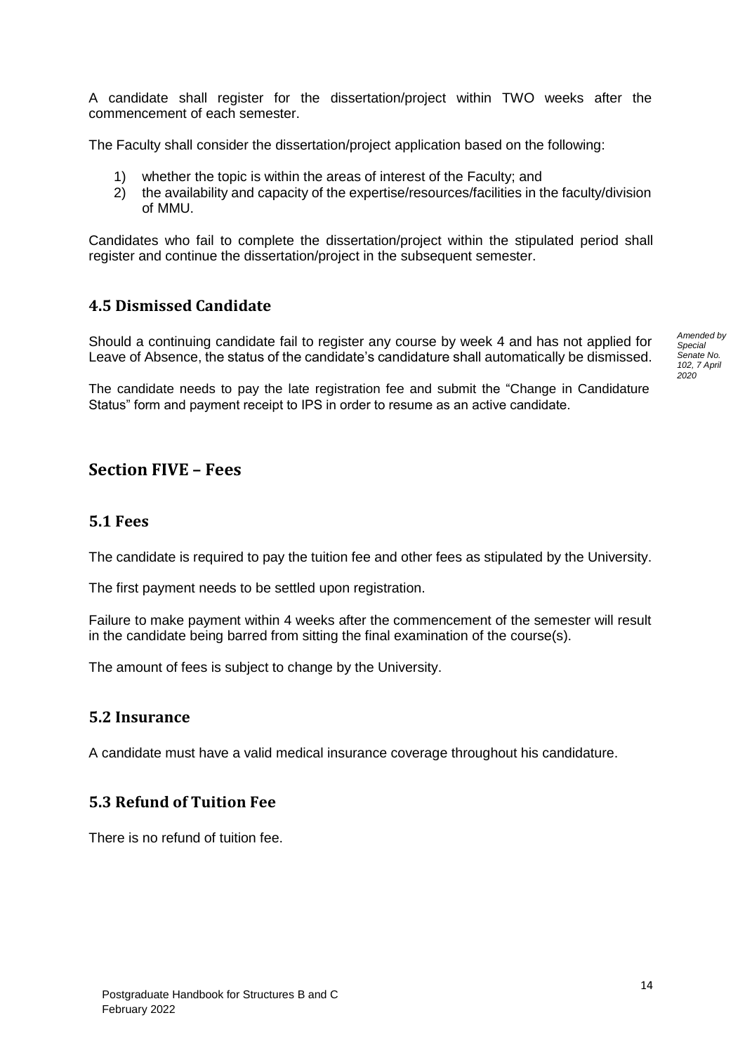A candidate shall register for the dissertation/project within TWO weeks after the commencement of each semester.

The Faculty shall consider the dissertation/project application based on the following:

1) whether the topic is within the areas of interest of the Faculty; and
2) the availability and capacity of the expertise/resources/facilities in the faculty/division of MMU.

Candidates who fail to complete the dissertation/project within the stipulated period shall register and continue the dissertation/project in the subsequent semester.

## 4.5 Dismissed Candidate

Should a continuing candidate fail to register any course by week 4 and has not applied for Leave of Absence, the status of the candidate's candidature shall automatically be dismissed.

*Amended by Special Senate No. 102, 7 April 2020*

The candidate needs to pay the late registration fee and submit the "Change in Candidature Status" form and payment receipt to IPS in order to resume as an active candidate.

# Section FIVE – Fees

## 5.1 Fees

The candidate is required to pay the tuition fee and other fees as stipulated by the University.

The first payment needs to be settled upon registration.

Failure to make payment within 4 weeks after the commencement of the semester will result in the candidate being barred from sitting the final examination of the course(s).

The amount of fees is subject to change by the University.

## 5.2 Insurance

A candidate must have a valid medical insurance coverage throughout his candidature.

## 5.3 Refund of Tuition Fee

There is no refund of tuition fee.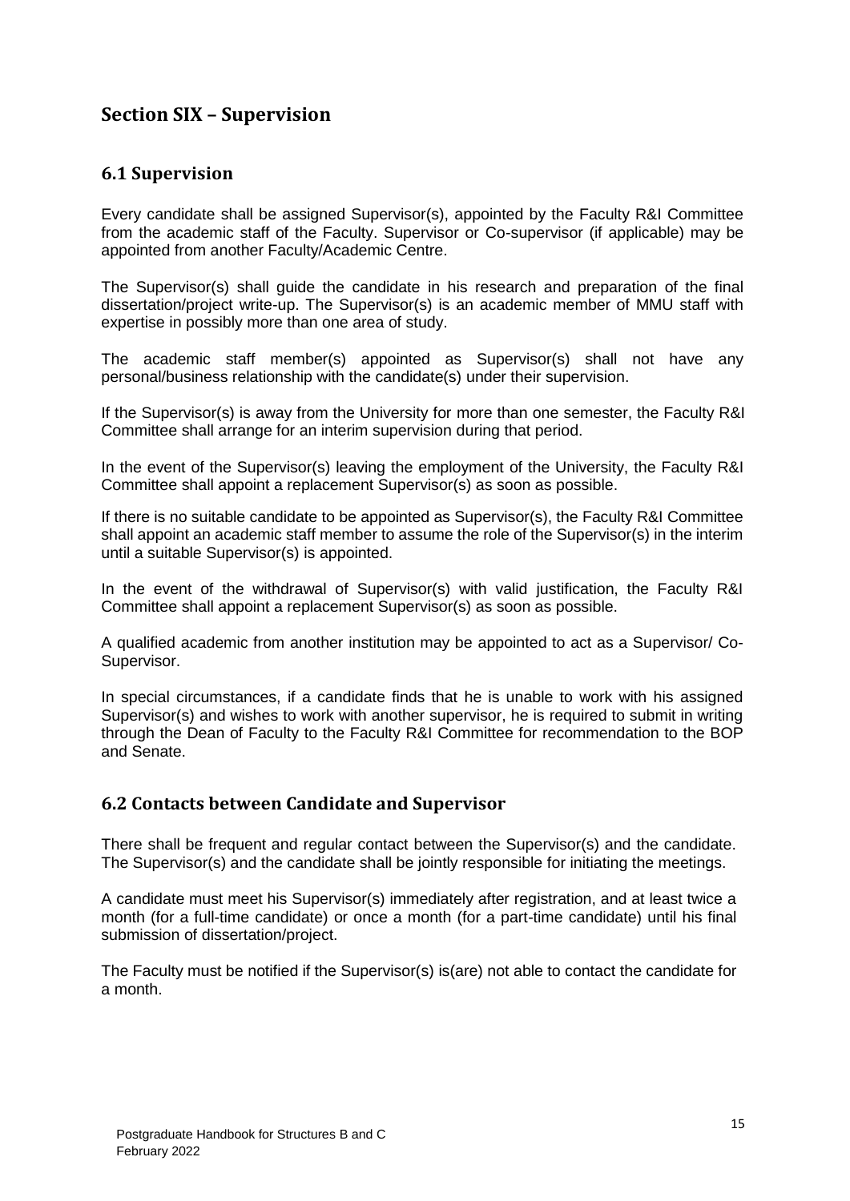## Section SIX – Supervision

### 6.1 Supervision

Every candidate shall be assigned Supervisor(s), appointed by the Faculty R&I Committee from the academic staff of the Faculty. Supervisor or Co-supervisor (if applicable) may be appointed from another Faculty/Academic Centre.

The Supervisor(s) shall guide the candidate in his research and preparation of the final dissertation/project write-up. The Supervisor(s) is an academic member of MMU staff with expertise in possibly more than one area of study.

The academic staff member(s) appointed as Supervisor(s) shall not have any personal/business relationship with the candidate(s) under their supervision.

If the Supervisor(s) is away from the University for more than one semester, the Faculty R&I Committee shall arrange for an interim supervision during that period.

In the event of the Supervisor(s) leaving the employment of the University, the Faculty R&I Committee shall appoint a replacement Supervisor(s) as soon as possible.

If there is no suitable candidate to be appointed as Supervisor(s), the Faculty R&I Committee shall appoint an academic staff member to assume the role of the Supervisor(s) in the interim until a suitable Supervisor(s) is appointed.

In the event of the withdrawal of Supervisor(s) with valid justification, the Faculty R&I Committee shall appoint a replacement Supervisor(s) as soon as possible.

A qualified academic from another institution may be appointed to act as a Supervisor/ Co-Supervisor.

In special circumstances, if a candidate finds that he is unable to work with his assigned Supervisor(s) and wishes to work with another supervisor, he is required to submit in writing through the Dean of Faculty to the Faculty R&I Committee for recommendation to the BOP and Senate.

### 6.2 Contacts between Candidate and Supervisor

There shall be frequent and regular contact between the Supervisor(s) and the candidate. The Supervisor(s) and the candidate shall be jointly responsible for initiating the meetings.

A candidate must meet his Supervisor(s) immediately after registration, and at least twice a month (for a full-time candidate) or once a month (for a part-time candidate) until his final submission of dissertation/project.

The Faculty must be notified if the Supervisor(s) is(are) not able to contact the candidate for a month.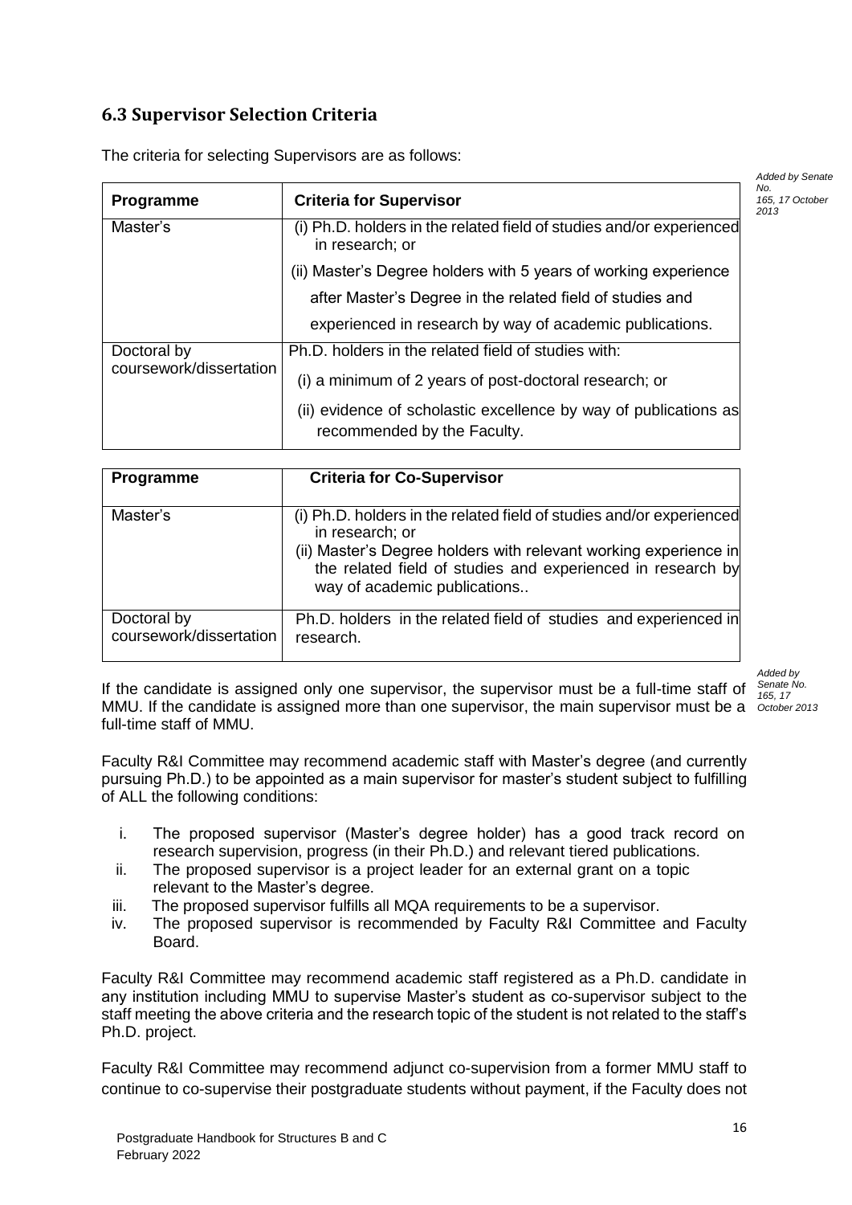### 6.3 Supervisor Selection Criteria

The criteria for selecting Supervisors are as follows:

*Added by Senate No. 165, 17 October 2013*

| Programme | Criteria for Supervisor |
|---|---|
| Master's | (i) Ph.D. holders in the related field of studies and/or experienced in research; or<br>(ii) Master's Degree holders with 5 years of working experience after Master's Degree in the related field of studies and experienced in research by way of academic publications. |
| Doctoral by coursework/dissertation | Ph.D. holders in the related field of studies with:<br>(i) a minimum of 2 years of post-doctoral research; or<br>(ii) evidence of scholastic excellence by way of publications as recommended by the Faculty. |

| Programme | Criteria for Co-Supervisor |
|---|---|
| Master's | (i) Ph.D. holders in the related field of studies and/or experienced in research; or<br>(ii) Master's Degree holders with relevant working experience in the related field of studies and experienced in research by way of academic publications.. |
| Doctoral by coursework/dissertation | Ph.D. holders in the related field of studies and experienced in research. |

*Added by Senate No. 165, 17 October 2013*

If the candidate is assigned only one supervisor, the supervisor must be a full-time staff of MMU. If the candidate is assigned more than one supervisor, the main supervisor must be a full-time staff of MMU.

Faculty R&I Committee may recommend academic staff with Master's degree (and currently pursuing Ph.D.) to be appointed as a main supervisor for master's student subject to fulfilling of ALL the following conditions:

i. The proposed supervisor (Master's degree holder) has a good track record on research supervision, progress (in their Ph.D.) and relevant tiered publications.
ii. The proposed supervisor is a project leader for an external grant on a topic relevant to the Master's degree.
iii. The proposed supervisor fulfills all MQA requirements to be a supervisor.
iv. The proposed supervisor is recommended by Faculty R&I Committee and Faculty Board.

Faculty R&I Committee may recommend academic staff registered as a Ph.D. candidate in any institution including MMU to supervise Master's student as co-supervisor subject to the staff meeting the above criteria and the research topic of the student is not related to the staff's Ph.D. project.

Faculty R&I Committee may recommend adjunct co-supervision from a former MMU staff to continue to co-supervise their postgraduate students without payment, if the Faculty does not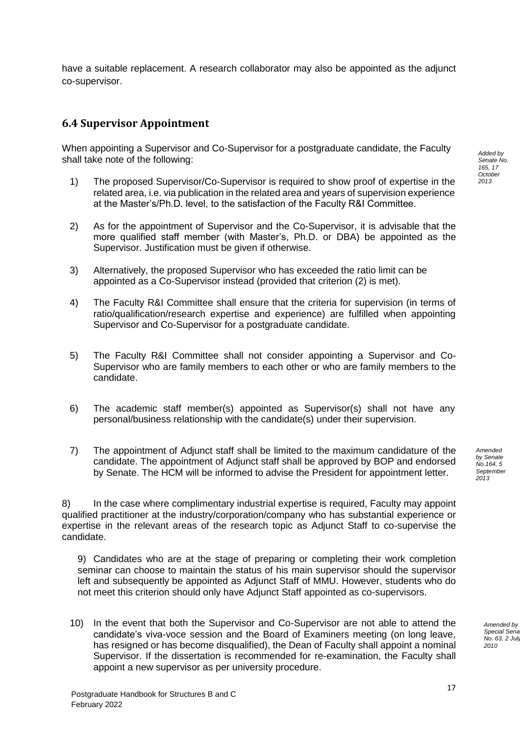have a suitable replacement. A research collaborator may also be appointed as the adjunct co-supervisor.

### 6.4 Supervisor Appointment

When appointing a Supervisor and Co-Supervisor for a postgraduate candidate, the Faculty shall take note of the following:

*Added by Senate No. 165, 17 October 2013*

1) The proposed Supervisor/Co-Supervisor is required to show proof of expertise in the related area, i.e. via publication in the related area and years of supervision experience at the Master's/Ph.D. level, to the satisfaction of the Faculty R&I Committee.

2) As for the appointment of Supervisor and the Co-Supervisor, it is advisable that the more qualified staff member (with Master's, Ph.D. or DBA) be appointed as the Supervisor. Justification must be given if otherwise.

3) Alternatively, the proposed Supervisor who has exceeded the ratio limit can be appointed as a Co-Supervisor instead (provided that criterion (2) is met).

4) The Faculty R&I Committee shall ensure that the criteria for supervision (in terms of ratio/qualification/research expertise and experience) are fulfilled when appointing Supervisor and Co-Supervisor for a postgraduate candidate.

5) The Faculty R&I Committee shall not consider appointing a Supervisor and Co-Supervisor who are family members to each other or who are family members to the candidate.

6) The academic staff member(s) appointed as Supervisor(s) shall not have any personal/business relationship with the candidate(s) under their supervision.

7) The appointment of Adjunct staff shall be limited to the maximum candidature of the candidate. The appointment of Adjunct staff shall be approved by BOP and endorsed by Senate. The HCM will be informed to advise the President for appointment letter.

*Amended by Senate No.164, 5 September 2013*

8) In the case where complimentary industrial expertise is required, Faculty may appoint qualified practitioner at the industry/corporation/company who has substantial experience or expertise in the relevant areas of the research topic as Adjunct Staff to co-supervise the candidate.

9) Candidates who are at the stage of preparing or completing their work completion seminar can choose to maintain the status of his main supervisor should the supervisor left and subsequently be appointed as Adjunct Staff of MMU. However, students who do not meet this criterion should only have Adjunct Staff appointed as co-supervisors.

10) In the event that both the Supervisor and Co-Supervisor are not able to attend the candidate's viva-voce session and the Board of Examiners meeting (on long leave, has resigned or has become disqualified), the Dean of Faculty shall appoint a nominal Supervisor. If the dissertation is recommended for re-examination, the Faculty shall appoint a new supervisor as per university procedure.

*Amended by Special Sena No. 63, 2 July 2010*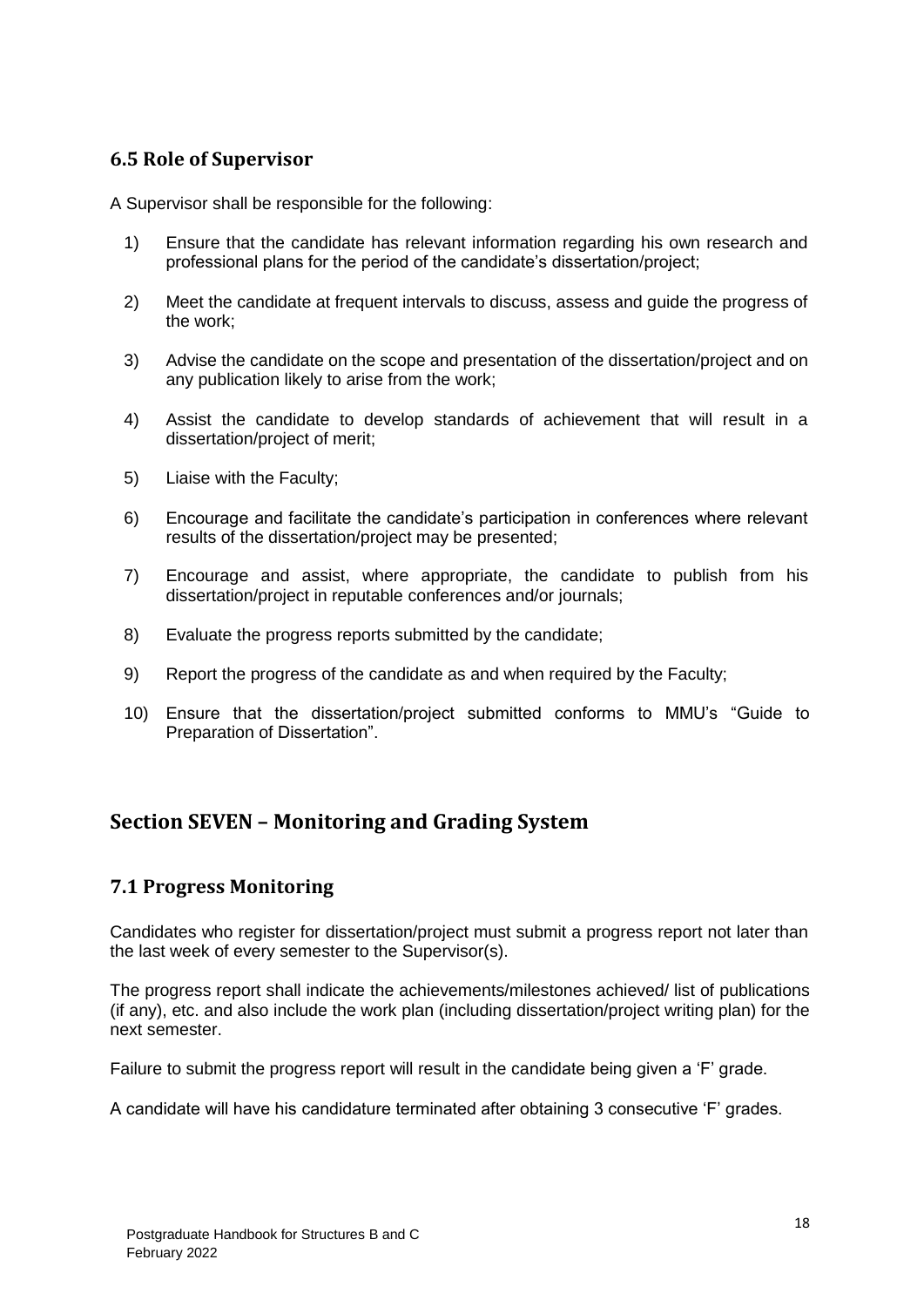### 6.5 Role of Supervisor

A Supervisor shall be responsible for the following:

1) Ensure that the candidate has relevant information regarding his own research and professional plans for the period of the candidate's dissertation/project;
2) Meet the candidate at frequent intervals to discuss, assess and guide the progress of the work;
3) Advise the candidate on the scope and presentation of the dissertation/project and on any publication likely to arise from the work;
4) Assist the candidate to develop standards of achievement that will result in a dissertation/project of merit;
5) Liaise with the Faculty;
6) Encourage and facilitate the candidate's participation in conferences where relevant results of the dissertation/project may be presented;
7) Encourage and assist, where appropriate, the candidate to publish from his dissertation/project in reputable conferences and/or journals;
8) Evaluate the progress reports submitted by the candidate;
9) Report the progress of the candidate as and when required by the Faculty;
10) Ensure that the dissertation/project submitted conforms to MMU's "Guide to Preparation of Dissertation".

## Section SEVEN – Monitoring and Grading System

### 7.1 Progress Monitoring

Candidates who register for dissertation/project must submit a progress report not later than the last week of every semester to the Supervisor(s).

The progress report shall indicate the achievements/milestones achieved/ list of publications (if any), etc. and also include the work plan (including dissertation/project writing plan) for the next semester.

Failure to submit the progress report will result in the candidate being given a 'F' grade.

A candidate will have his candidature terminated after obtaining 3 consecutive 'F' grades.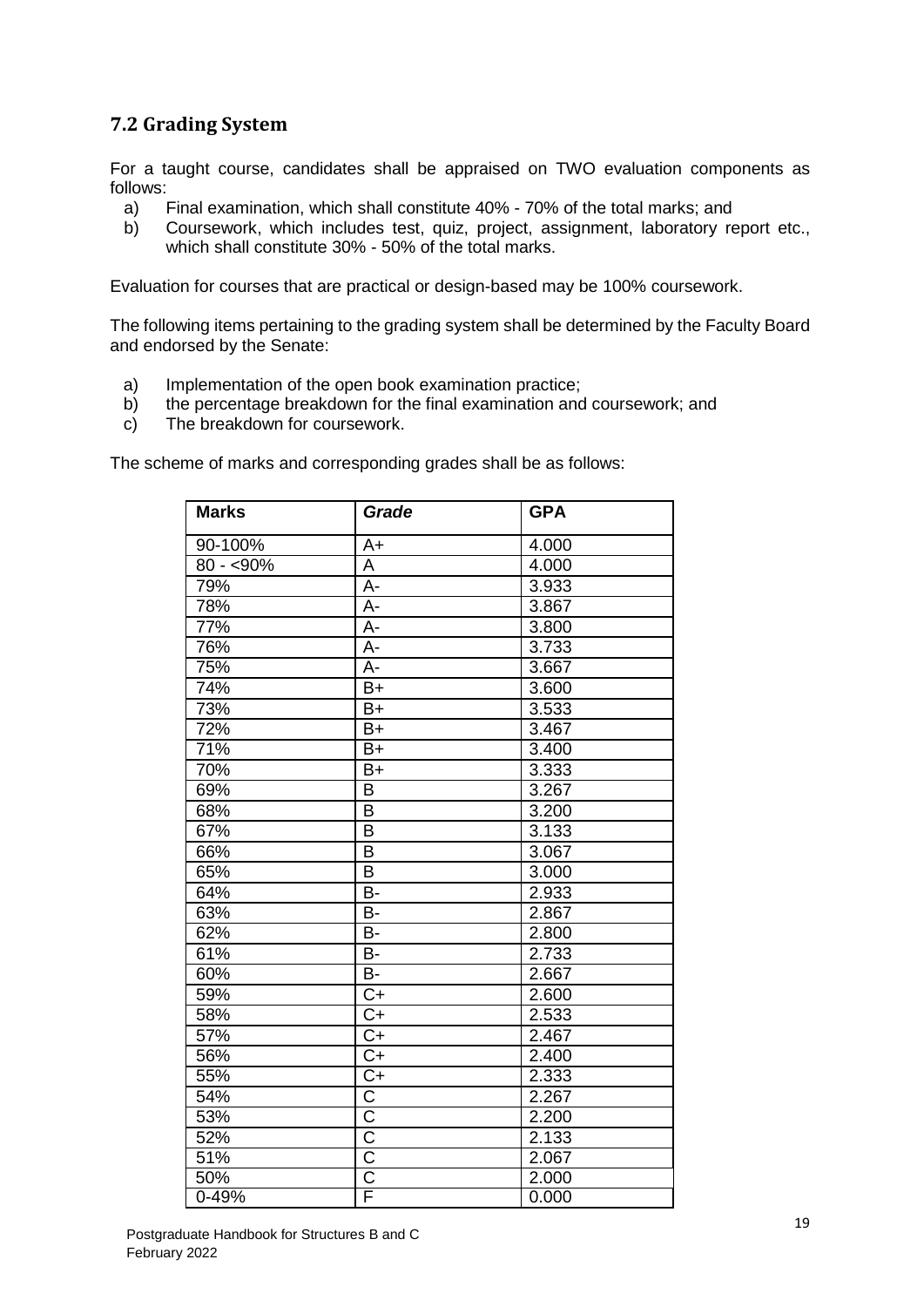## 7.2 Grading System

For a taught course, candidates shall be appraised on TWO evaluation components as follows:

a) Final examination, which shall constitute 40% - 70% of the total marks; and
b) Coursework, which includes test, quiz, project, assignment, laboratory report etc., which shall constitute 30% - 50% of the total marks.

Evaluation for courses that are practical or design-based may be 100% coursework.

The following items pertaining to the grading system shall be determined by the Faculty Board and endorsed by the Senate:

a) Implementation of the open book examination practice;
b) the percentage breakdown for the final examination and coursework; and
c) The breakdown for coursework.

The scheme of marks and corresponding grades shall be as follows:

| **Marks** | ***Grade*** | **GPA** |
|---|---|---|
| 90-100% | A+ | 4.000 |
| 80 - <90% | A | 4.000 |
| 79% | A- | 3.933 |
| 78% | A- | 3.867 |
| 77% | A- | 3.800 |
| 76% | A- | 3.733 |
| 75% | A- | 3.667 |
| 74% | B+ | 3.600 |
| 73% | B+ | 3.533 |
| 72% | B+ | 3.467 |
| 71% | B+ | 3.400 |
| 70% | B+ | 3.333 |
| 69% | B | 3.267 |
| 68% | B | 3.200 |
| 67% | B | 3.133 |
| 66% | B | 3.067 |
| 65% | B | 3.000 |
| 64% | B- | 2.933 |
| 63% | B- | 2.867 |
| 62% | B- | 2.800 |
| 61% | B- | 2.733 |
| 60% | B- | 2.667 |
| 59% | C+ | 2.600 |
| 58% | C+ | 2.533 |
| 57% | C+ | 2.467 |
| 56% | C+ | 2.400 |
| 55% | C+ | 2.333 |
| 54% | C | 2.267 |
| 53% | C | 2.200 |
| 52% | C | 2.133 |
| 51% | C | 2.067 |
| 50% | C | 2.000 |
| 0-49% | F | 0.000 |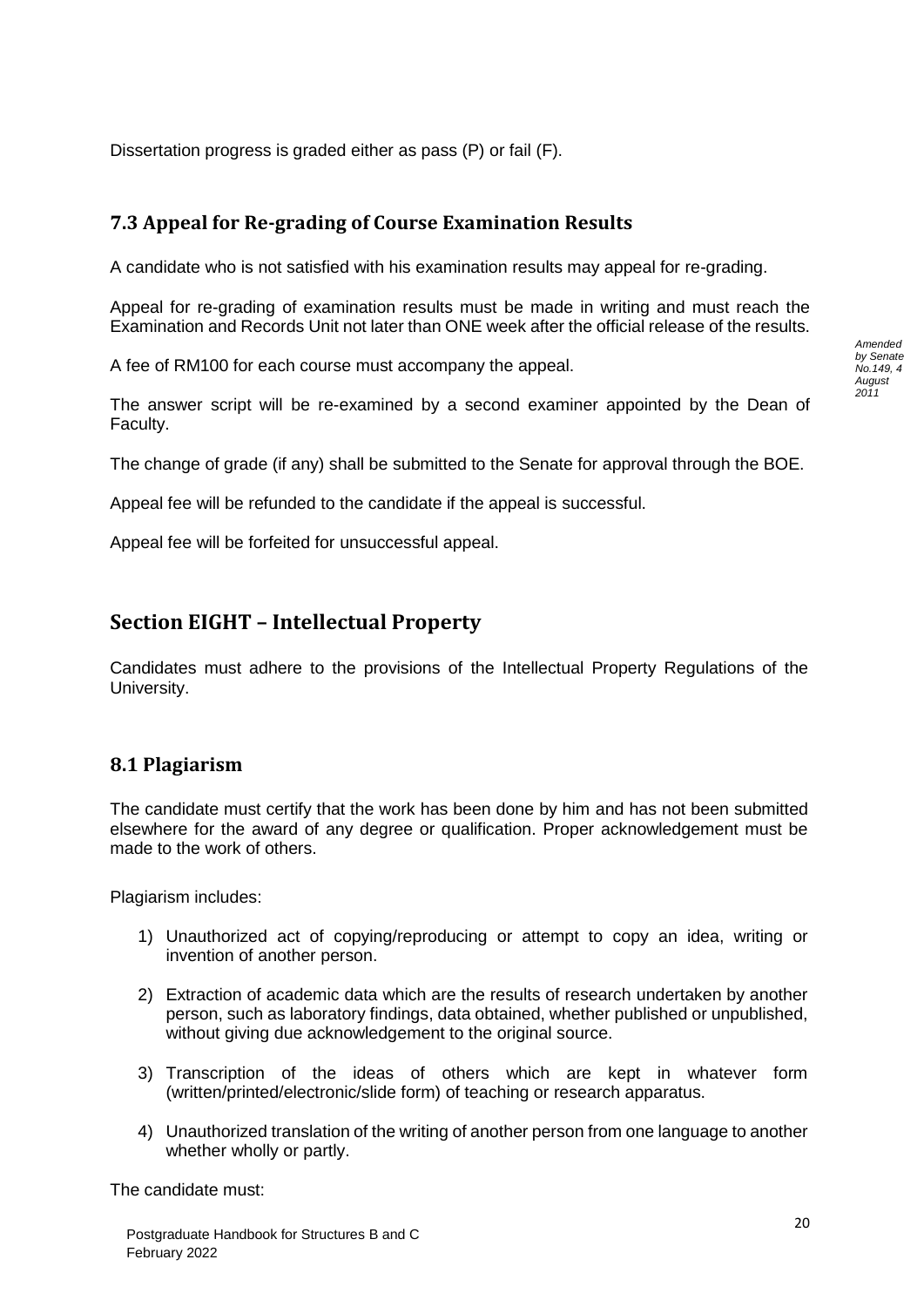Dissertation progress is graded either as pass (P) or fail (F).

### 7.3 Appeal for Re-grading of Course Examination Results

A candidate who is not satisfied with his examination results may appeal for re-grading.

Appeal for re-grading of examination results must be made in writing and must reach the Examination and Records Unit not later than ONE week after the official release of the results.

A fee of RM100 for each course must accompany the appeal.

*Amended by Senate No.149, 4 August 2011*

The answer script will be re-examined by a second examiner appointed by the Dean of Faculty.

The change of grade (if any) shall be submitted to the Senate for approval through the BOE.

Appeal fee will be refunded to the candidate if the appeal is successful.

Appeal fee will be forfeited for unsuccessful appeal.

## Section EIGHT – Intellectual Property

Candidates must adhere to the provisions of the Intellectual Property Regulations of the University.

### 8.1 Plagiarism

The candidate must certify that the work has been done by him and has not been submitted elsewhere for the award of any degree or qualification. Proper acknowledgement must be made to the work of others.

Plagiarism includes:

1) Unauthorized act of copying/reproducing or attempt to copy an idea, writing or invention of another person.
2) Extraction of academic data which are the results of research undertaken by another person, such as laboratory findings, data obtained, whether published or unpublished, without giving due acknowledgement to the original source.
3) Transcription of the ideas of others which are kept in whatever form (written/printed/electronic/slide form) of teaching or research apparatus.
4) Unauthorized translation of the writing of another person from one language to another whether wholly or partly.

The candidate must: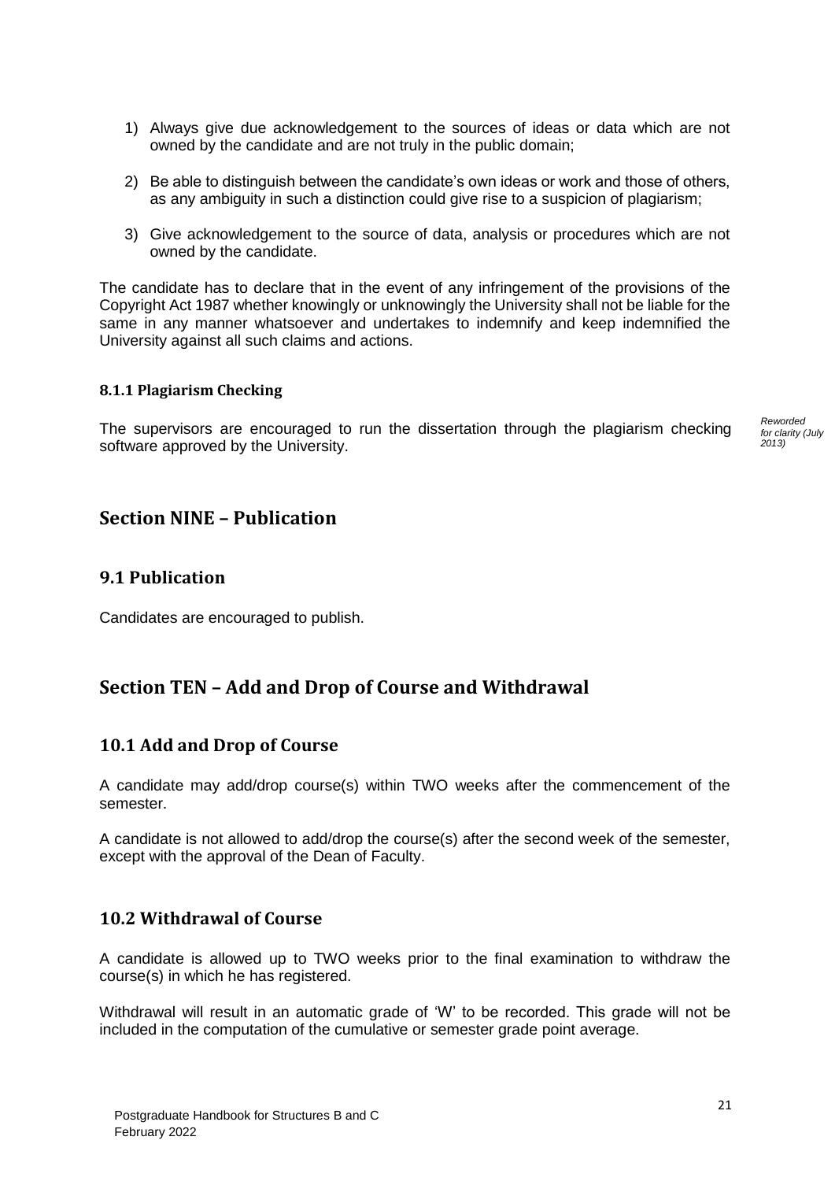1) Always give due acknowledgement to the sources of ideas or data which are not owned by the candidate and are not truly in the public domain;

2) Be able to distinguish between the candidate's own ideas or work and those of others, as any ambiguity in such a distinction could give rise to a suspicion of plagiarism;

3) Give acknowledgement to the source of data, analysis or procedures which are not owned by the candidate.

The candidate has to declare that in the event of any infringement of the provisions of the Copyright Act 1987 whether knowingly or unknowingly the University shall not be liable for the same in any manner whatsoever and undertakes to indemnify and keep indemnified the University against all such claims and actions.

#### 8.1.1 Plagiarism Checking

The supervisors are encouraged to run the dissertation through the plagiarism checking software approved by the University.

*Reworded for clarity (July 2013)*

## Section NINE – Publication

### 9.1 Publication

Candidates are encouraged to publish.

## Section TEN – Add and Drop of Course and Withdrawal

### 10.1 Add and Drop of Course

A candidate may add/drop course(s) within TWO weeks after the commencement of the semester.

A candidate is not allowed to add/drop the course(s) after the second week of the semester, except with the approval of the Dean of Faculty.

### 10.2 Withdrawal of Course

A candidate is allowed up to TWO weeks prior to the final examination to withdraw the course(s) in which he has registered.

Withdrawal will result in an automatic grade of 'W' to be recorded. This grade will not be included in the computation of the cumulative or semester grade point average.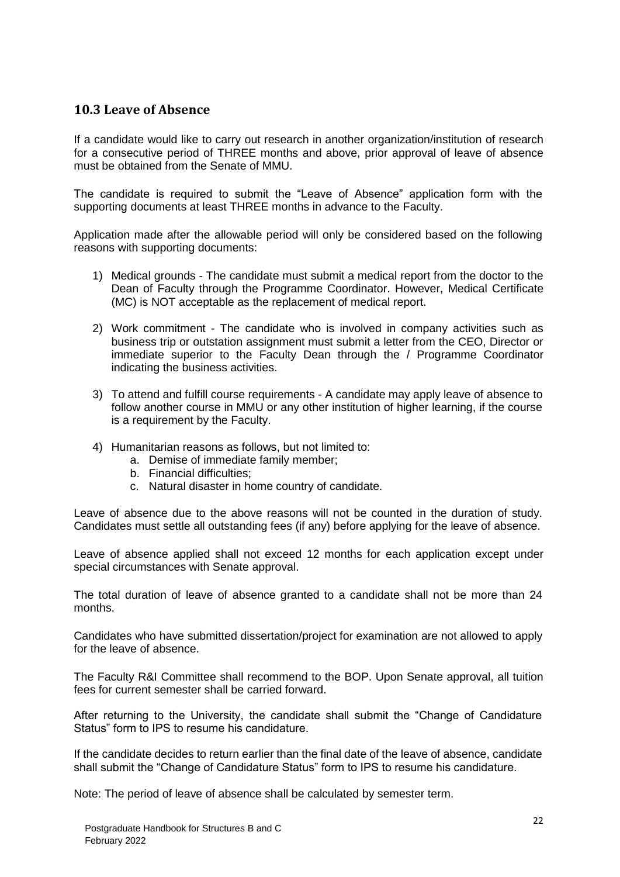## 10.3 Leave of Absence

If a candidate would like to carry out research in another organization/institution of research for a consecutive period of THREE months and above, prior approval of leave of absence must be obtained from the Senate of MMU.

The candidate is required to submit the "Leave of Absence" application form with the supporting documents at least THREE months in advance to the Faculty.

Application made after the allowable period will only be considered based on the following reasons with supporting documents:

1) Medical grounds - The candidate must submit a medical report from the doctor to the Dean of Faculty through the Programme Coordinator. However, Medical Certificate (MC) is NOT acceptable as the replacement of medical report.

2) Work commitment - The candidate who is involved in company activities such as business trip or outstation assignment must submit a letter from the CEO, Director or immediate superior to the Faculty Dean through the / Programme Coordinator indicating the business activities.

3) To attend and fulfill course requirements - A candidate may apply leave of absence to follow another course in MMU or any other institution of higher learning, if the course is a requirement by the Faculty.

4) Humanitarian reasons as follows, but not limited to:
   a. Demise of immediate family member;
   b. Financial difficulties;
   c. Natural disaster in home country of candidate.

Leave of absence due to the above reasons will not be counted in the duration of study. Candidates must settle all outstanding fees (if any) before applying for the leave of absence.

Leave of absence applied shall not exceed 12 months for each application except under special circumstances with Senate approval.

The total duration of leave of absence granted to a candidate shall not be more than 24 months.

Candidates who have submitted dissertation/project for examination are not allowed to apply for the leave of absence.

The Faculty R&I Committee shall recommend to the BOP. Upon Senate approval, all tuition fees for current semester shall be carried forward.

After returning to the University, the candidate shall submit the "Change of Candidature Status" form to IPS to resume his candidature.

If the candidate decides to return earlier than the final date of the leave of absence, candidate shall submit the "Change of Candidature Status" form to IPS to resume his candidature.

Note: The period of leave of absence shall be calculated by semester term.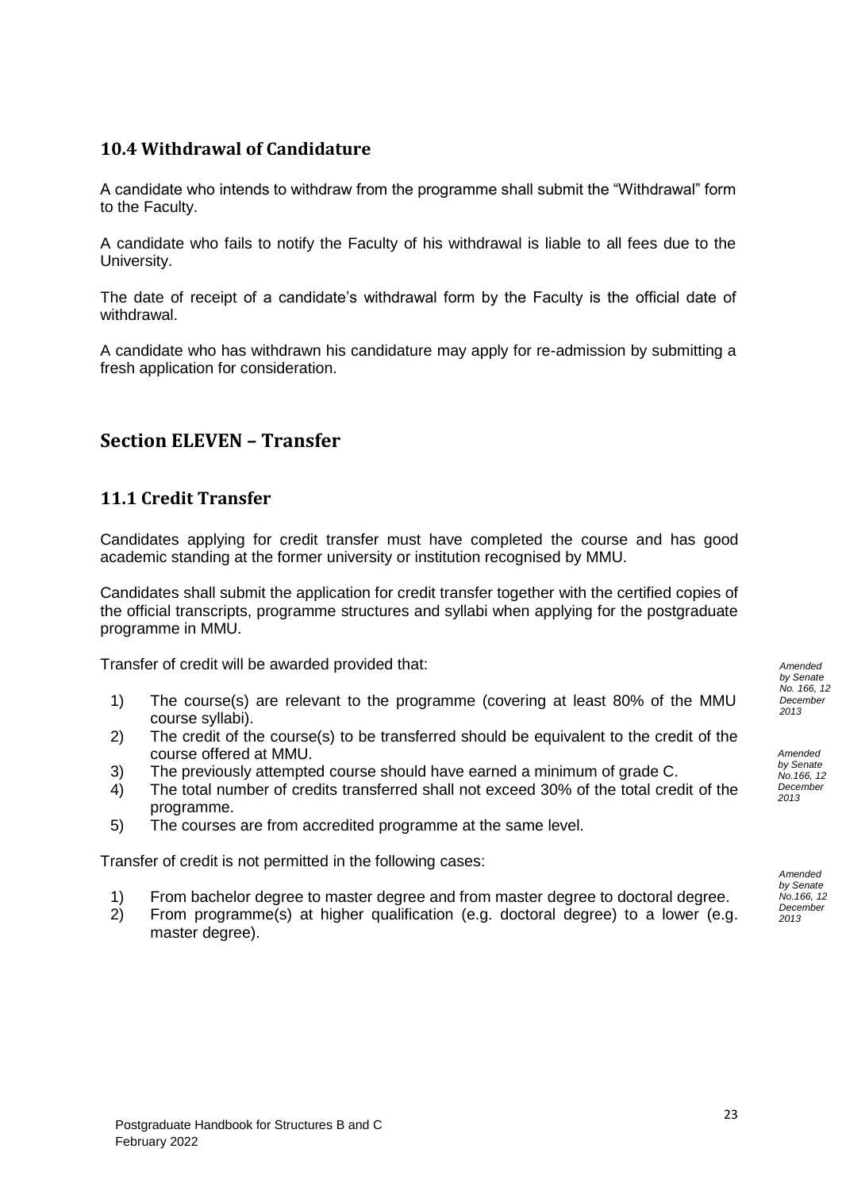### 10.4 Withdrawal of Candidature

A candidate who intends to withdraw from the programme shall submit the "Withdrawal" form to the Faculty.

A candidate who fails to notify the Faculty of his withdrawal is liable to all fees due to the University.

The date of receipt of a candidate's withdrawal form by the Faculty is the official date of withdrawal.

A candidate who has withdrawn his candidature may apply for re-admission by submitting a fresh application for consideration.

## Section ELEVEN – Transfer

### 11.1 Credit Transfer

Candidates applying for credit transfer must have completed the course and has good academic standing at the former university or institution recognised by MMU.

Candidates shall submit the application for credit transfer together with the certified copies of the official transcripts, programme structures and syllabi when applying for the postgraduate programme in MMU.

Transfer of credit will be awarded provided that:

*Amended by Senate No. 166, 12 December 2013*

1) The course(s) are relevant to the programme (covering at least 80% of the MMU course syllabi).
2) The credit of the course(s) to be transferred should be equivalent to the credit of the course offered at MMU.
3) The previously attempted course should have earned a minimum of grade C.
4) The total number of credits transferred shall not exceed 30% of the total credit of the programme.
5) The courses are from accredited programme at the same level.

*Amended by Senate No.166, 12 December 2013*

Transfer of credit is not permitted in the following cases:

*Amended by Senate No.166, 12 December 2013*

1) From bachelor degree to master degree and from master degree to doctoral degree.
2) From programme(s) at higher qualification (e.g. doctoral degree) to a lower (e.g. master degree).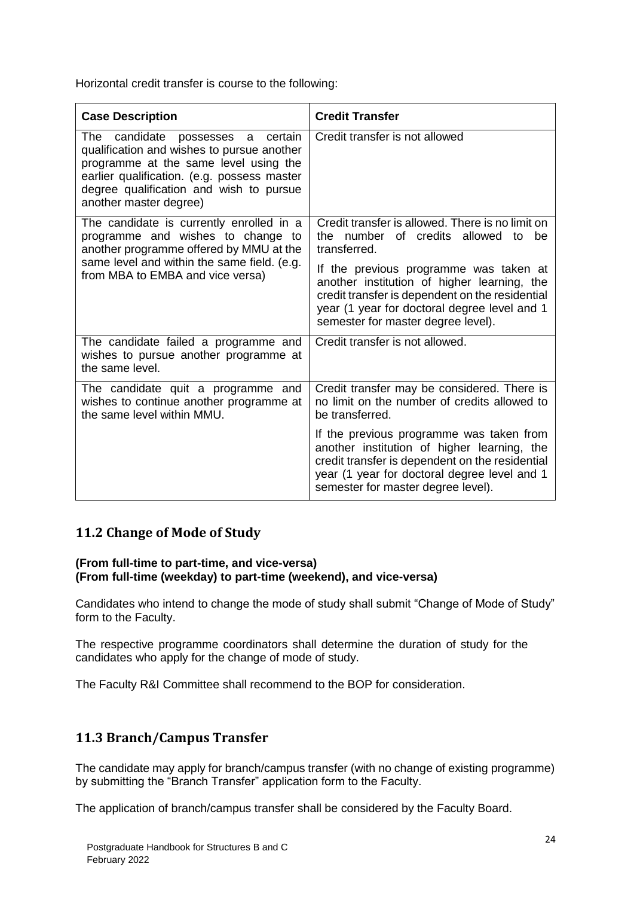Horizontal credit transfer is course to the following:

| Case Description | Credit Transfer |
|---|---|
| The candidate possesses a certain qualification and wishes to pursue another programme at the same level using the earlier qualification. (e.g. possess master degree qualification and wish to pursue another master degree) | Credit transfer is not allowed |
| The candidate is currently enrolled in a programme and wishes to change to another programme offered by MMU at the same level and within the same field. (e.g. from MBA to EMBA and vice versa) | Credit transfer is allowed. There is no limit on the number of credits allowed to be transferred.<br><br>If the previous programme was taken at another institution of higher learning, the credit transfer is dependent on the residential year (1 year for doctoral degree level and 1 semester for master degree level). |
| The candidate failed a programme and wishes to pursue another programme at the same level. | Credit transfer is not allowed. |
| The candidate quit a programme and wishes to continue another programme at the same level within MMU. | Credit transfer may be considered. There is no limit on the number of credits allowed to be transferred.<br><br>If the previous programme was taken from another institution of higher learning, the credit transfer is dependent on the residential year (1 year for doctoral degree level and 1 semester for master degree level). |

## 11.2 Change of Mode of Study

**(From full-time to part-time, and vice-versa)**
**(From full-time (weekday) to part-time (weekend), and vice-versa)**

Candidates who intend to change the mode of study shall submit "Change of Mode of Study" form to the Faculty.

The respective programme coordinators shall determine the duration of study for the candidates who apply for the change of mode of study.

The Faculty R&I Committee shall recommend to the BOP for consideration.

## 11.3 Branch/Campus Transfer

The candidate may apply for branch/campus transfer (with no change of existing programme) by submitting the "Branch Transfer" application form to the Faculty.

The application of branch/campus transfer shall be considered by the Faculty Board.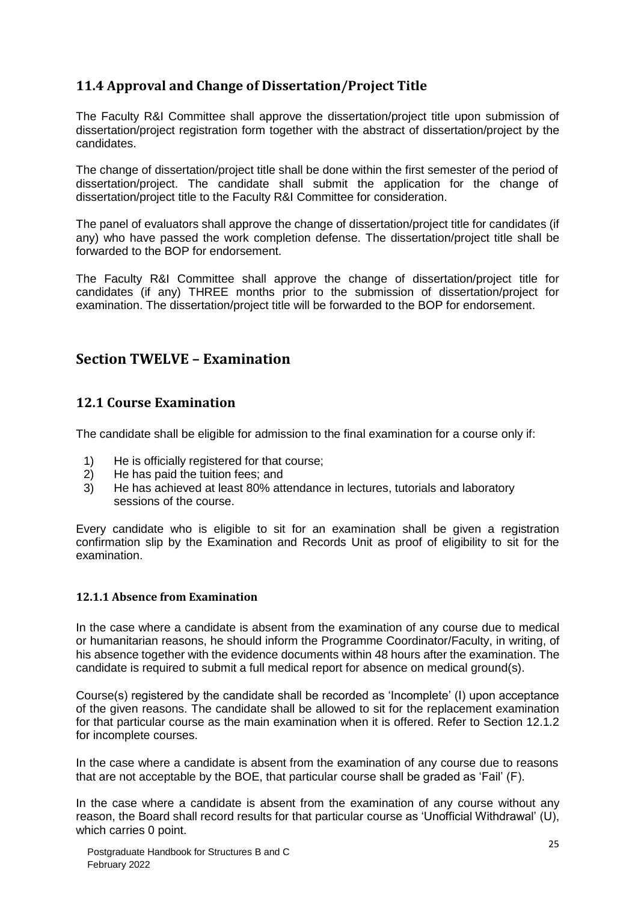## 11.4 Approval and Change of Dissertation/Project Title

The Faculty R&I Committee shall approve the dissertation/project title upon submission of dissertation/project registration form together with the abstract of dissertation/project by the candidates.

The change of dissertation/project title shall be done within the first semester of the period of dissertation/project. The candidate shall submit the application for the change of dissertation/project title to the Faculty R&I Committee for consideration.

The panel of evaluators shall approve the change of dissertation/project title for candidates (if any) who have passed the work completion defense. The dissertation/project title shall be forwarded to the BOP for endorsement.

The Faculty R&I Committee shall approve the change of dissertation/project title for candidates (if any) THREE months prior to the submission of dissertation/project for examination. The dissertation/project title will be forwarded to the BOP for endorsement.

# Section TWELVE – Examination

## 12.1 Course Examination

The candidate shall be eligible for admission to the final examination for a course only if:

1) He is officially registered for that course;
2) He has paid the tuition fees; and
3) He has achieved at least 80% attendance in lectures, tutorials and laboratory sessions of the course.

Every candidate who is eligible to sit for an examination shall be given a registration confirmation slip by the Examination and Records Unit as proof of eligibility to sit for the examination.

### 12.1.1 Absence from Examination

In the case where a candidate is absent from the examination of any course due to medical or humanitarian reasons, he should inform the Programme Coordinator/Faculty, in writing, of his absence together with the evidence documents within 48 hours after the examination. The candidate is required to submit a full medical report for absence on medical ground(s).

Course(s) registered by the candidate shall be recorded as 'Incomplete' (I) upon acceptance of the given reasons. The candidate shall be allowed to sit for the replacement examination for that particular course as the main examination when it is offered. Refer to Section 12.1.2 for incomplete courses.

In the case where a candidate is absent from the examination of any course due to reasons that are not acceptable by the BOE, that particular course shall be graded as 'Fail' (F).

In the case where a candidate is absent from the examination of any course without any reason, the Board shall record results for that particular course as 'Unofficial Withdrawal' (U), which carries 0 point.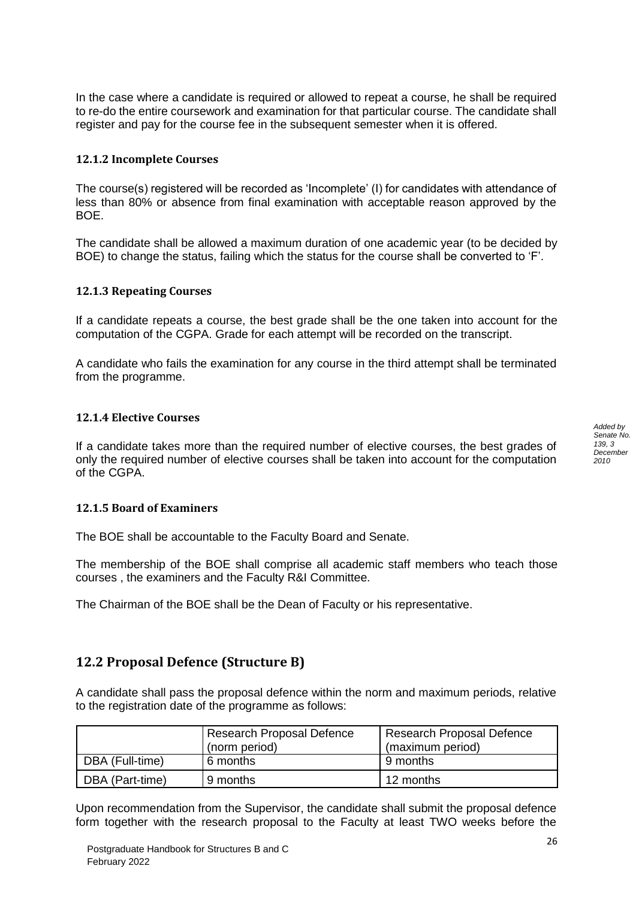In the case where a candidate is required or allowed to repeat a course, he shall be required to re-do the entire coursework and examination for that particular course. The candidate shall register and pay for the course fee in the subsequent semester when it is offered.

### 12.1.2 Incomplete Courses

The course(s) registered will be recorded as 'Incomplete' (I) for candidates with attendance of less than 80% or absence from final examination with acceptable reason approved by the BOE.

The candidate shall be allowed a maximum duration of one academic year (to be decided by BOE) to change the status, failing which the status for the course shall be converted to 'F'.

### 12.1.3 Repeating Courses

If a candidate repeats a course, the best grade shall be the one taken into account for the computation of the CGPA. Grade for each attempt will be recorded on the transcript.

A candidate who fails the examination for any course in the third attempt shall be terminated from the programme.

### 12.1.4 Elective Courses

*Added by Senate No. 139, 3 December 2010*

If a candidate takes more than the required number of elective courses, the best grades of only the required number of elective courses shall be taken into account for the computation of the CGPA.

### 12.1.5 Board of Examiners

The BOE shall be accountable to the Faculty Board and Senate.

The membership of the BOE shall comprise all academic staff members who teach those courses , the examiners and the Faculty R&I Committee.

The Chairman of the BOE shall be the Dean of Faculty or his representative.

## 12.2 Proposal Defence (Structure B)

A candidate shall pass the proposal defence within the norm and maximum periods, relative to the registration date of the programme as follows:

| | Research Proposal Defence (norm period) | Research Proposal Defence (maximum period) |
|---|---|---|
| DBA (Full-time) | 6 months | 9 months |
| DBA (Part-time) | 9 months | 12 months |

Upon recommendation from the Supervisor, the candidate shall submit the proposal defence form together with the research proposal to the Faculty at least TWO weeks before the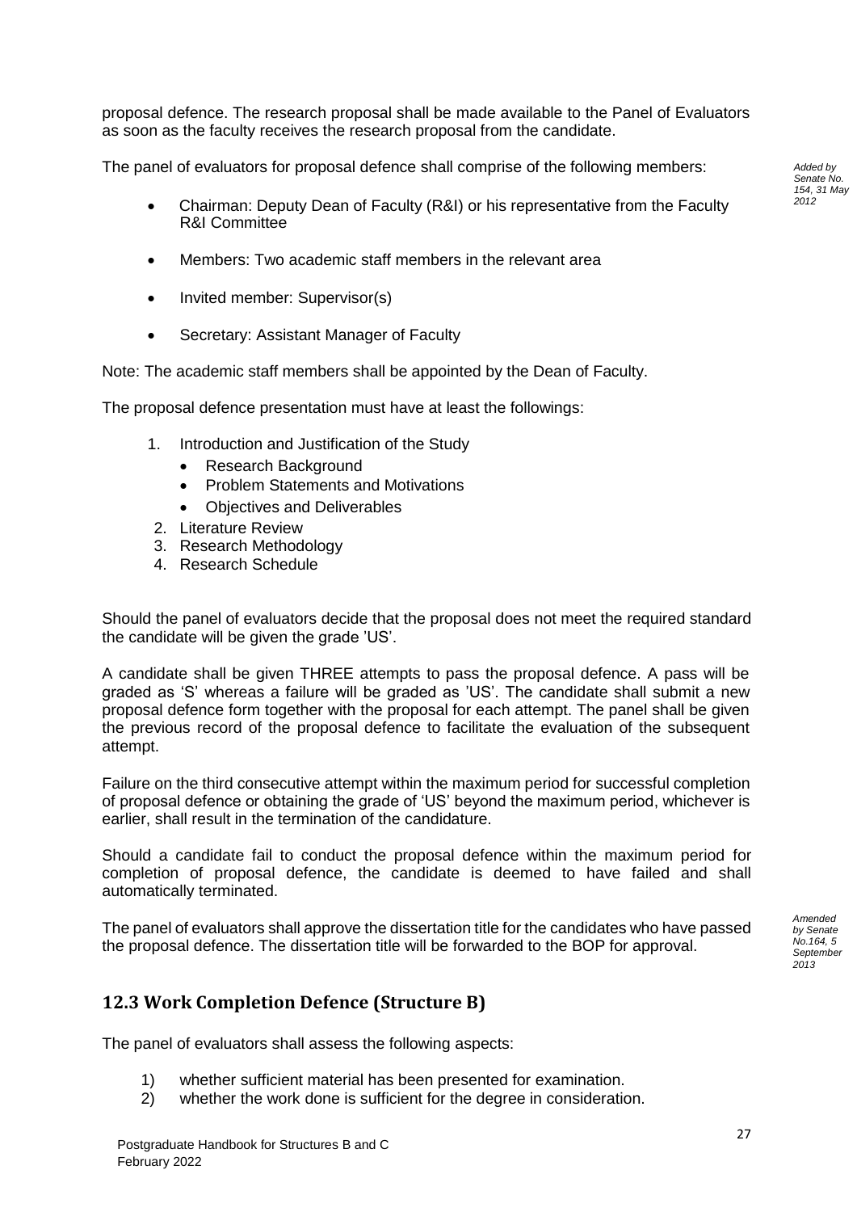proposal defence. The research proposal shall be made available to the Panel of Evaluators as soon as the faculty receives the research proposal from the candidate.

The panel of evaluators for proposal defence shall comprise of the following members:

*Added by Senate No. 154, 31 May 2012*

- Chairman: Deputy Dean of Faculty (R&I) or his representative from the Faculty R&I Committee
- Members: Two academic staff members in the relevant area
- Invited member: Supervisor(s)
- Secretary: Assistant Manager of Faculty

Note: The academic staff members shall be appointed by the Dean of Faculty.

The proposal defence presentation must have at least the followings:

1. Introduction and Justification of the Study
   - Research Background
   - Problem Statements and Motivations
   - Objectives and Deliverables
2. Literature Review
3. Research Methodology
4. Research Schedule

Should the panel of evaluators decide that the proposal does not meet the required standard the candidate will be given the grade 'US'.

A candidate shall be given THREE attempts to pass the proposal defence. A pass will be graded as 'S' whereas a failure will be graded as 'US'. The candidate shall submit a new proposal defence form together with the proposal for each attempt. The panel shall be given the previous record of the proposal defence to facilitate the evaluation of the subsequent attempt.

Failure on the third consecutive attempt within the maximum period for successful completion of proposal defence or obtaining the grade of 'US' beyond the maximum period, whichever is earlier, shall result in the termination of the candidature.

Should a candidate fail to conduct the proposal defence within the maximum period for completion of proposal defence, the candidate is deemed to have failed and shall automatically terminated.

The panel of evaluators shall approve the dissertation title for the candidates who have passed the proposal defence. The dissertation title will be forwarded to the BOP for approval.

*Amended by Senate No.164, 5 September 2013*

## 12.3 Work Completion Defence (Structure B)

The panel of evaluators shall assess the following aspects:

1) whether sufficient material has been presented for examination.
2) whether the work done is sufficient for the degree in consideration.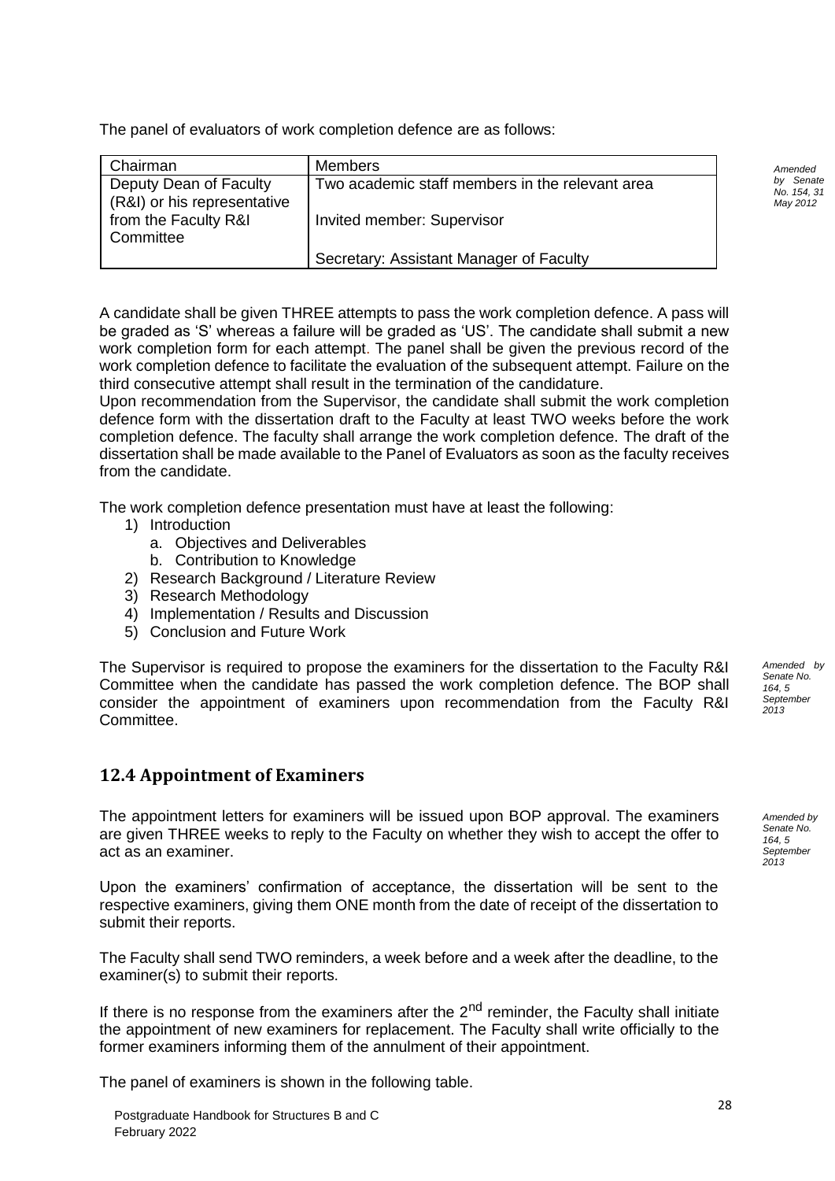The panel of evaluators of work completion defence are as follows:

| Chairman | Members |
| --- | --- |
| Deputy Dean of Faculty (R&I) or his representative from the Faculty R&I Committee | Two academic staff members in the relevant area<br>Invited member: Supervisor<br>Secretary: Assistant Manager of Faculty |

*Amended by Senate No. 154, 31 May 2012*

A candidate shall be given THREE attempts to pass the work completion defence. A pass will be graded as 'S' whereas a failure will be graded as 'US'. The candidate shall submit a new work completion form for each attempt. The panel shall be given the previous record of the work completion defence to facilitate the evaluation of the subsequent attempt. Failure on the third consecutive attempt shall result in the termination of the candidature.

Upon recommendation from the Supervisor, the candidate shall submit the work completion defence form with the dissertation draft to the Faculty at least TWO weeks before the work completion defence. The faculty shall arrange the work completion defence. The draft of the dissertation shall be made available to the Panel of Evaluators as soon as the faculty receives from the candidate.

The work completion defence presentation must have at least the following:

1) Introduction
   a. Objectives and Deliverables
   b. Contribution to Knowledge
2) Research Background / Literature Review
3) Research Methodology
4) Implementation / Results and Discussion
5) Conclusion and Future Work

The Supervisor is required to propose the examiners for the dissertation to the Faculty R&I Committee when the candidate has passed the work completion defence. The BOP shall consider the appointment of examiners upon recommendation from the Faculty R&I Committee.

*Amended by Senate No. 164, 5 September 2013*

## 12.4 Appointment of Examiners

The appointment letters for examiners will be issued upon BOP approval. The examiners are given THREE weeks to reply to the Faculty on whether they wish to accept the offer to act as an examiner.

*Amended by Senate No. 164, 5 September 2013*

Upon the examiners' confirmation of acceptance, the dissertation will be sent to the respective examiners, giving them ONE month from the date of receipt of the dissertation to submit their reports.

The Faculty shall send TWO reminders, a week before and a week after the deadline, to the examiner(s) to submit their reports.

If there is no response from the examiners after the 2nd reminder, the Faculty shall initiate the appointment of new examiners for replacement. The Faculty shall write officially to the former examiners informing them of the annulment of their appointment.

The panel of examiners is shown in the following table.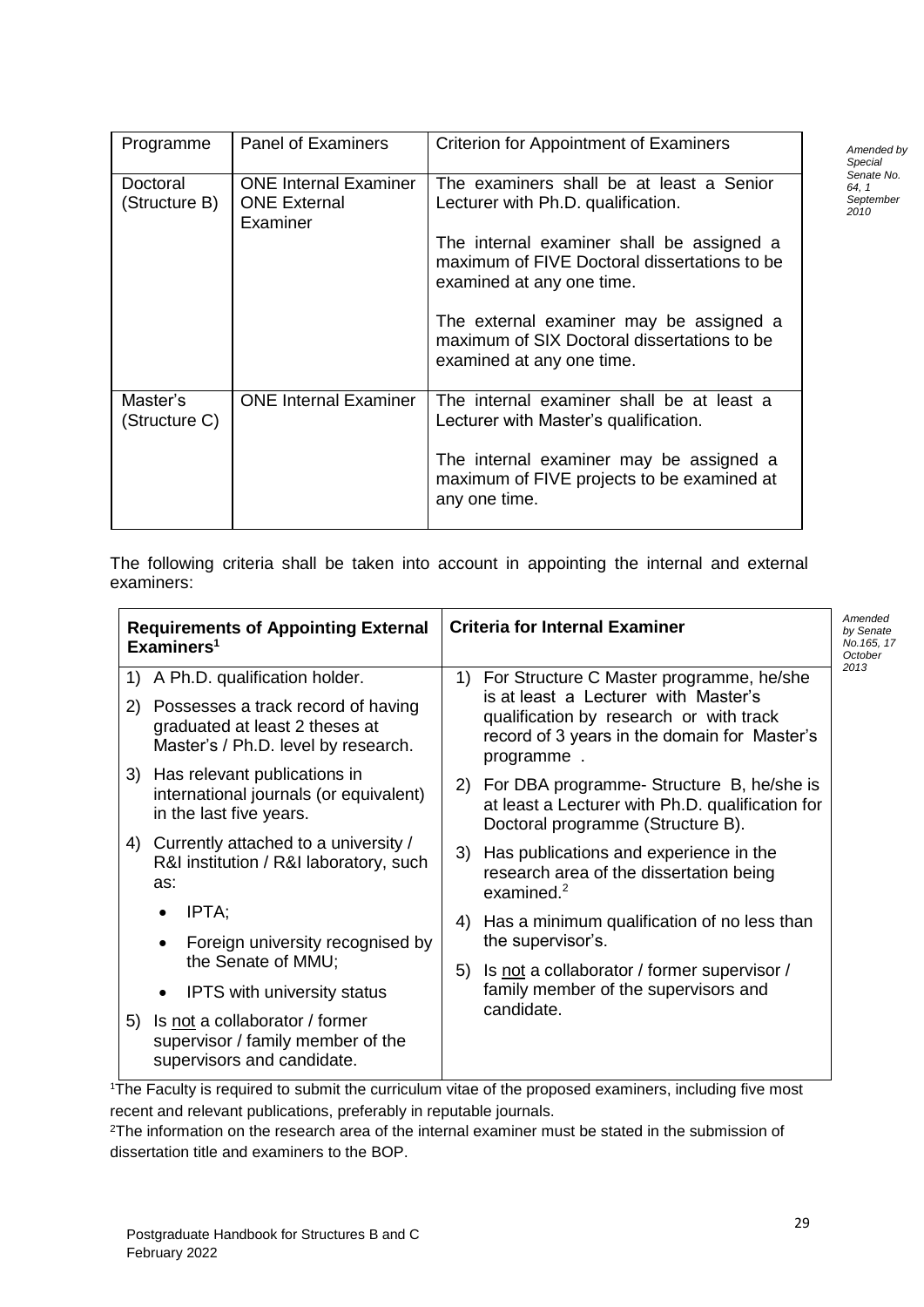| Programme | Panel of Examiners | Criterion for Appointment of Examiners |
|---|---|---|
| Doctoral (Structure B) | ONE Internal Examiner<br>ONE External Examiner | The examiners shall be at least a Senior Lecturer with Ph.D. qualification.<br><br>The internal examiner shall be assigned a maximum of FIVE Doctoral dissertations to be examined at any one time.<br><br>The external examiner may be assigned a maximum of SIX Doctoral dissertations to be examined at any one time. |
| Master's (Structure C) | ONE Internal Examiner | The internal examiner shall be at least a Lecturer with Master's qualification.<br><br>The internal examiner may be assigned a maximum of FIVE projects to be examined at any one time. |

*Amended by Special Senate No. 64, 1 September 2010*

The following criteria shall be taken into account in appointing the internal and external examiners:

| Requirements of Appointing External Examiners[1] | Criteria for Internal Examiner |
|---|---|
| 1) A Ph.D. qualification holder.<br>2) Possesses a track record of having graduated at least 2 theses at Master's / Ph.D. level by research.<br>3) Has relevant publications in international journals (or equivalent) in the last five years.<br>4) Currently attached to a university / R&I institution / R&I laboratory, such as:<br>• IPTA;<br>• Foreign university recognised by the Senate of MMU;<br>• IPTS with university status<br>5) Is <u>not</u> a collaborator / former supervisor / family member of the supervisors and candidate. | 1) For Structure C Master programme, he/she is at least a Lecturer with Master's qualification by research or with track record of 3 years in the domain for Master's programme .<br>2) For DBA programme- Structure B, he/she is at least a Lecturer with Ph.D. qualification for Doctoral programme (Structure B).<br>3) Has publications and experience in the research area of the dissertation being examined.[2]<br>4) Has a minimum qualification of no less than the supervisor's.<br>5) Is <u>not</u> a collaborator / former supervisor / family member of the supervisors and candidate. |

*Amended by Senate No.165, 17 October 2013*

[1]The Faculty is required to submit the curriculum vitae of the proposed examiners, including five most recent and relevant publications, preferably in reputable journals.

[2]The information on the research area of the internal examiner must be stated in the submission of dissertation title and examiners to the BOP.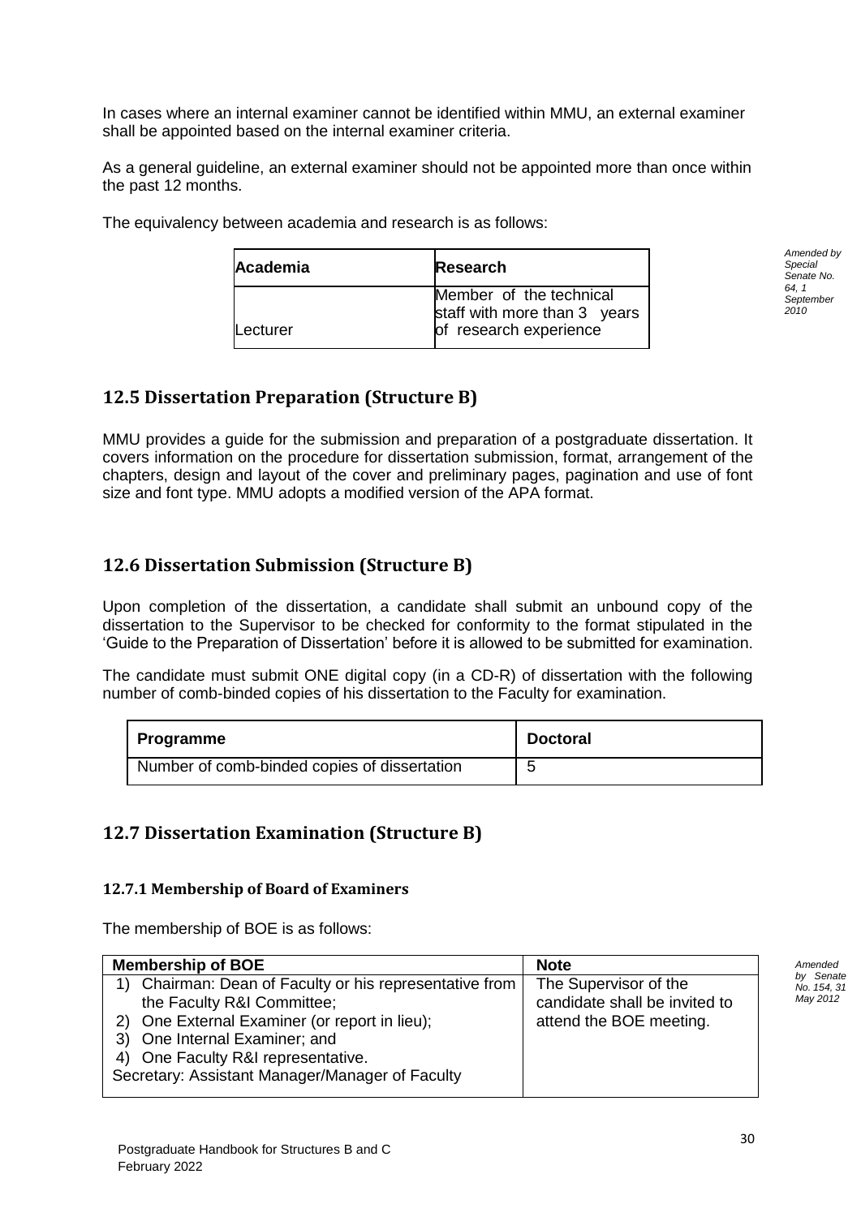In cases where an internal examiner cannot be identified within MMU, an external examiner shall be appointed based on the internal examiner criteria.

As a general guideline, an external examiner should not be appointed more than once within the past 12 months.

The equivalency between academia and research is as follows:

| Academia | Research |
|---|---|
| Lecturer | Member of the technical staff with more than 3 years of research experience |

*Amended by Special Senate No. 64, 1 September 2010*

## 12.5 Dissertation Preparation (Structure B)

MMU provides a guide for the submission and preparation of a postgraduate dissertation. It covers information on the procedure for dissertation submission, format, arrangement of the chapters, design and layout of the cover and preliminary pages, pagination and use of font size and font type. MMU adopts a modified version of the APA format.

## 12.6 Dissertation Submission (Structure B)

Upon completion of the dissertation, a candidate shall submit an unbound copy of the dissertation to the Supervisor to be checked for conformity to the format stipulated in the 'Guide to the Preparation of Dissertation' before it is allowed to be submitted for examination.

The candidate must submit ONE digital copy (in a CD-R) of dissertation with the following number of comb-binded copies of his dissertation to the Faculty for examination.

| Programme | Doctoral |
|---|---|
| Number of comb-binded copies of dissertation | 5 |

## 12.7 Dissertation Examination (Structure B)

### 12.7.1 Membership of Board of Examiners

The membership of BOE is as follows:

| Membership of BOE | Note |
|---|---|
| 1) Chairman: Dean of Faculty or his representative from the Faculty R&I Committee;<br>2) One External Examiner (or report in lieu);<br>3) One Internal Examiner; and<br>4) One Faculty R&I representative.<br>Secretary: Assistant Manager/Manager of Faculty | The Supervisor of the candidate shall be invited to attend the BOE meeting. |

*Amended by Senate No. 154, 31 May 2012*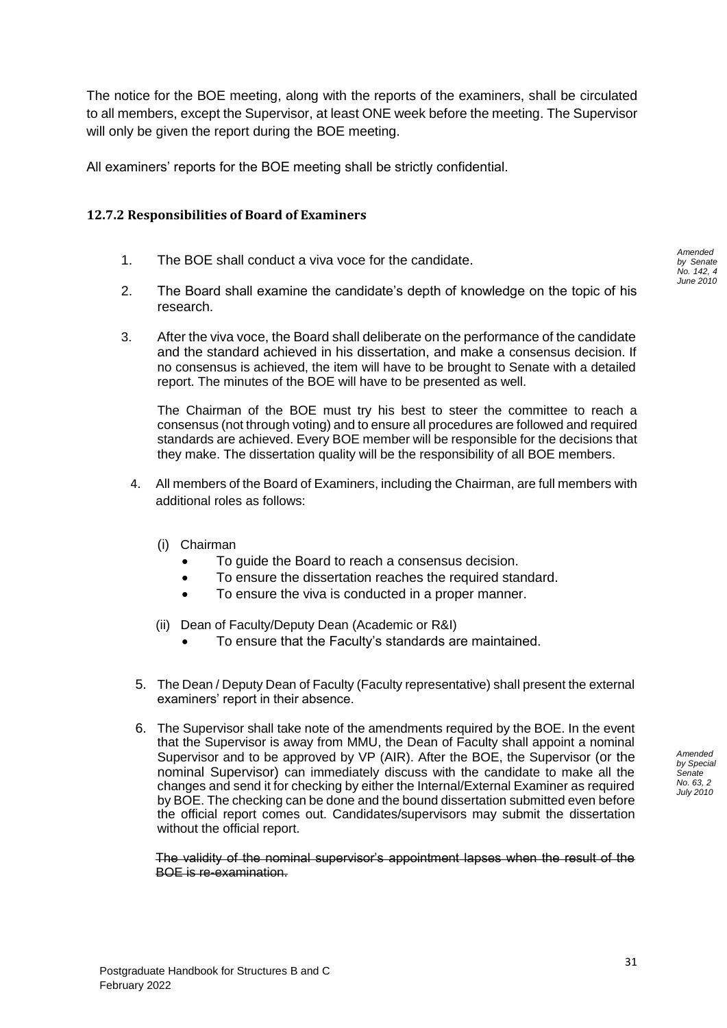The notice for the BOE meeting, along with the reports of the examiners, shall be circulated to all members, except the Supervisor, at least ONE week before the meeting. The Supervisor will only be given the report during the BOE meeting.

All examiners' reports for the BOE meeting shall be strictly confidential.

### 12.7.2 Responsibilities of Board of Examiners

*Amended by Senate No. 142, 4 June 2010*

1. The BOE shall conduct a viva voce for the candidate.

2. The Board shall examine the candidate's depth of knowledge on the topic of his research.

3. After the viva voce, the Board shall deliberate on the performance of the candidate and the standard achieved in his dissertation, and make a consensus decision. If no consensus is achieved, the item will have to be brought to Senate with a detailed report. The minutes of the BOE will have to be presented as well.

   The Chairman of the BOE must try his best to steer the committee to reach a consensus (not through voting) and to ensure all procedures are followed and required standards are achieved. Every BOE member will be responsible for the decisions that they make. The dissertation quality will be the responsibility of all BOE members.

4. All members of the Board of Examiners, including the Chairman, are full members with additional roles as follows:

   (i) Chairman
   - To guide the Board to reach a consensus decision.
   - To ensure the dissertation reaches the required standard.
   - To ensure the viva is conducted in a proper manner.

   (ii) Dean of Faculty/Deputy Dean (Academic or R&I)
   - To ensure that the Faculty's standards are maintained.

5. The Dean / Deputy Dean of Faculty (Faculty representative) shall present the external examiners' report in their absence.

6. The Supervisor shall take note of the amendments required by the BOE. In the event that the Supervisor is away from MMU, the Dean of Faculty shall appoint a nominal Supervisor and to be approved by VP (AIR). After the BOE, the Supervisor (or the nominal Supervisor) can immediately discuss with the candidate to make all the changes and send it for checking by either the Internal/External Examiner as required by BOE. The checking can be done and the bound dissertation submitted even before the official report comes out. Candidates/supervisors may submit the dissertation without the official report.

   *Amended by Special Senate No. 63, 2 July 2010*

   ~~The validity of the nominal supervisor's appointment lapses when the result of the BOE is re-examination.~~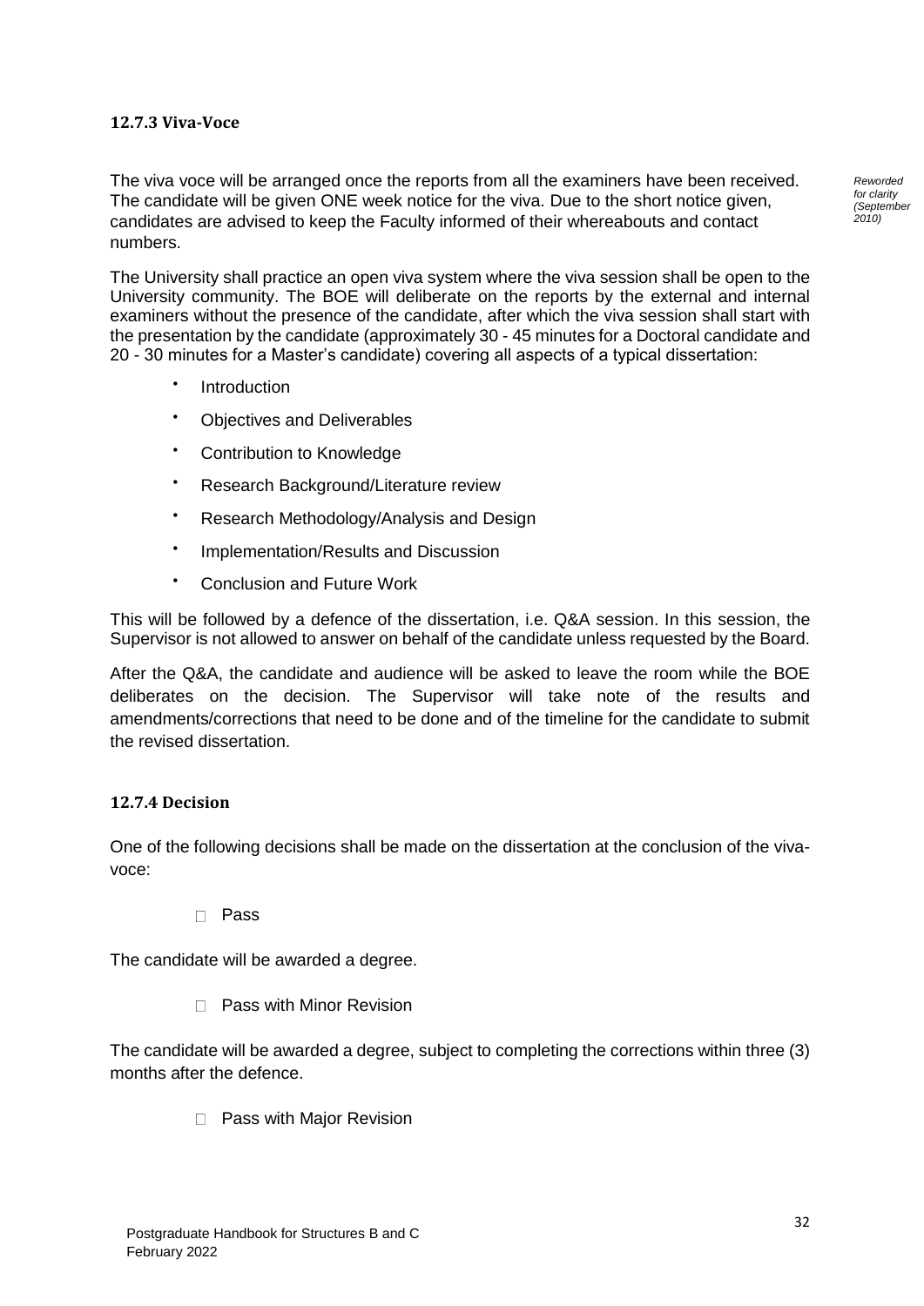### 12.7.3 Viva-Voce

The viva voce will be arranged once the reports from all the examiners have been received. The candidate will be given ONE week notice for the viva. Due to the short notice given, candidates are advised to keep the Faculty informed of their whereabouts and contact numbers.

*Reworded for clarity (September 2010)*

The University shall practice an open viva system where the viva session shall be open to the University community. The BOE will deliberate on the reports by the external and internal examiners without the presence of the candidate, after which the viva session shall start with the presentation by the candidate (approximately 30 - 45 minutes for a Doctoral candidate and 20 - 30 minutes for a Master's candidate) covering all aspects of a typical dissertation:

- Introduction
- Objectives and Deliverables
- Contribution to Knowledge
- Research Background/Literature review
- Research Methodology/Analysis and Design
- Implementation/Results and Discussion
- Conclusion and Future Work

This will be followed by a defence of the dissertation, i.e. Q&A session. In this session, the Supervisor is not allowed to answer on behalf of the candidate unless requested by the Board.

After the Q&A, the candidate and audience will be asked to leave the room while the BOE deliberates on the decision. The Supervisor will take note of the results and amendments/corrections that need to be done and of the timeline for the candidate to submit the revised dissertation.

### 12.7.4 Decision

One of the following decisions shall be made on the dissertation at the conclusion of the viva-voce:

- Pass

The candidate will be awarded a degree.

- Pass with Minor Revision

The candidate will be awarded a degree, subject to completing the corrections within three (3) months after the defence.

- Pass with Major Revision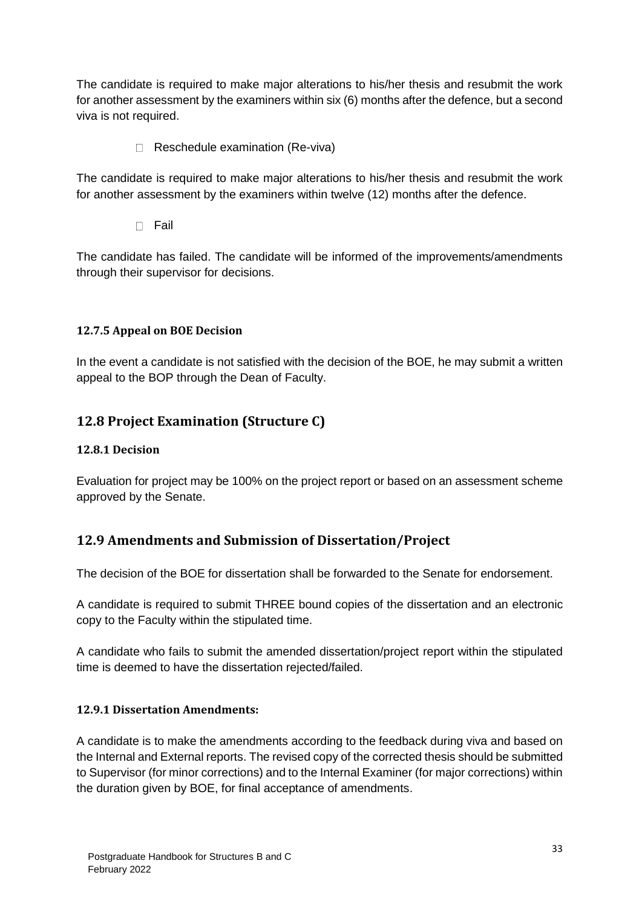The candidate is required to make major alterations to his/her thesis and resubmit the work for another assessment by the examiners within six (6) months after the defence, but a second viva is not required.

- Reschedule examination (Re-viva)

The candidate is required to make major alterations to his/her thesis and resubmit the work for another assessment by the examiners within twelve (12) months after the defence.

- Fail

The candidate has failed. The candidate will be informed of the improvements/amendments through their supervisor for decisions.

#### 12.7.5 Appeal on BOE Decision

In the event a candidate is not satisfied with the decision of the BOE, he may submit a written appeal to the BOP through the Dean of Faculty.

## 12.8 Project Examination (Structure C)

#### 12.8.1 Decision

Evaluation for project may be 100% on the project report or based on an assessment scheme approved by the Senate.

## 12.9 Amendments and Submission of Dissertation/Project

The decision of the BOE for dissertation shall be forwarded to the Senate for endorsement.

A candidate is required to submit THREE bound copies of the dissertation and an electronic copy to the Faculty within the stipulated time.

A candidate who fails to submit the amended dissertation/project report within the stipulated time is deemed to have the dissertation rejected/failed.

#### 12.9.1 Dissertation Amendments:

A candidate is to make the amendments according to the feedback during viva and based on the Internal and External reports. The revised copy of the corrected thesis should be submitted to Supervisor (for minor corrections) and to the Internal Examiner (for major corrections) within the duration given by BOE, for final acceptance of amendments.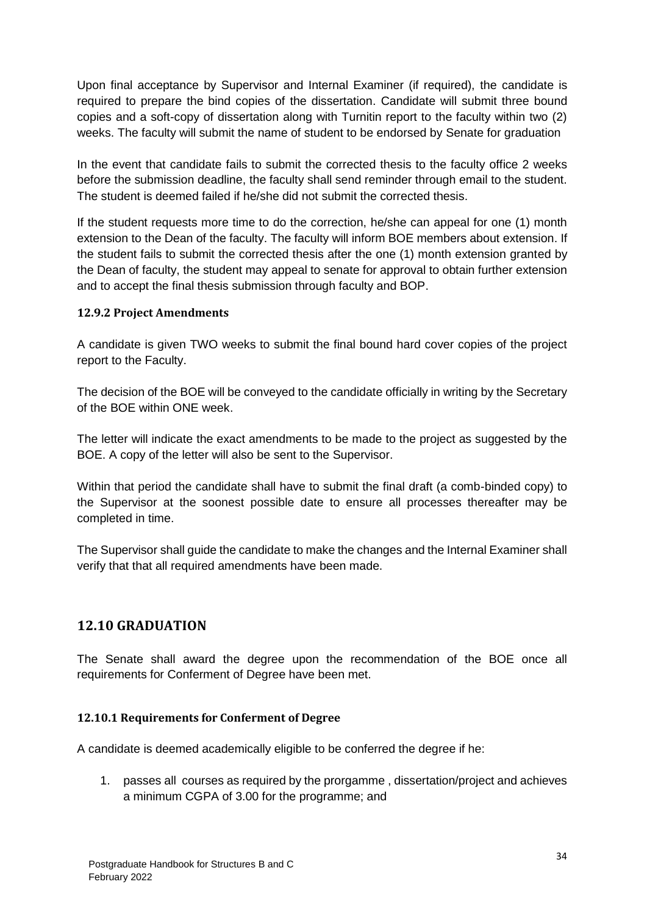Upon final acceptance by Supervisor and Internal Examiner (if required), the candidate is required to prepare the bind copies of the dissertation. Candidate will submit three bound copies and a soft-copy of dissertation along with Turnitin report to the faculty within two (2) weeks. The faculty will submit the name of student to be endorsed by Senate for graduation

In the event that candidate fails to submit the corrected thesis to the faculty office 2 weeks before the submission deadline, the faculty shall send reminder through email to the student. The student is deemed failed if he/she did not submit the corrected thesis.

If the student requests more time to do the correction, he/she can appeal for one (1) month extension to the Dean of the faculty. The faculty will inform BOE members about extension. If the student fails to submit the corrected thesis after the one (1) month extension granted by the Dean of faculty, the student may appeal to senate for approval to obtain further extension and to accept the final thesis submission through faculty and BOP.

#### 12.9.2 Project Amendments

A candidate is given TWO weeks to submit the final bound hard cover copies of the project report to the Faculty.

The decision of the BOE will be conveyed to the candidate officially in writing by the Secretary of the BOE within ONE week.

The letter will indicate the exact amendments to be made to the project as suggested by the BOE. A copy of the letter will also be sent to the Supervisor.

Within that period the candidate shall have to submit the final draft (a comb-binded copy) to the Supervisor at the soonest possible date to ensure all processes thereafter may be completed in time.

The Supervisor shall guide the candidate to make the changes and the Internal Examiner shall verify that that all required amendments have been made.

## 12.10 GRADUATION

The Senate shall award the degree upon the recommendation of the BOE once all requirements for Conferment of Degree have been met.

#### 12.10.1 Requirements for Conferment of Degree

A candidate is deemed academically eligible to be conferred the degree if he:

1. passes all courses as required by the prorgamme , dissertation/project and achieves a minimum CGPA of 3.00 for the programme; and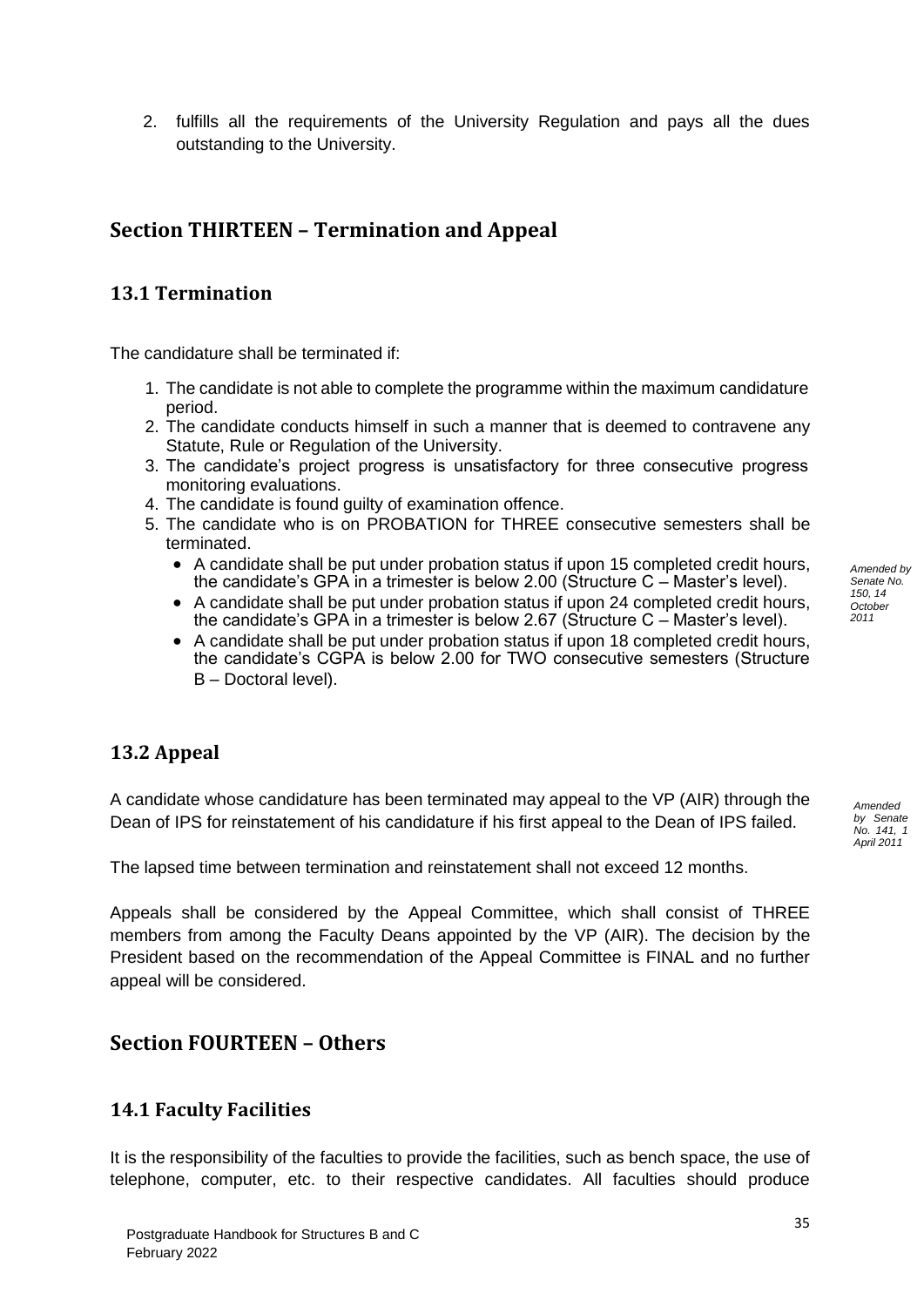2. fulfills all the requirements of the University Regulation and pays all the dues outstanding to the University.

## Section THIRTEEN – Termination and Appeal

### 13.1 Termination

The candidature shall be terminated if:

1. The candidate is not able to complete the programme within the maximum candidature period.
2. The candidate conducts himself in such a manner that is deemed to contravene any Statute, Rule or Regulation of the University.
3. The candidate's project progress is unsatisfactory for three consecutive progress monitoring evaluations.
4. The candidate is found guilty of examination offence.
5. The candidate who is on PROBATION for THREE consecutive semesters shall be terminated.
   - A candidate shall be put under probation status if upon 15 completed credit hours, the candidate's GPA in a trimester is below 2.00 (Structure C – Master's level).
   - A candidate shall be put under probation status if upon 24 completed credit hours, the candidate's GPA in a trimester is below 2.67 (Structure C – Master's level).
   - A candidate shall be put under probation status if upon 18 completed credit hours, the candidate's CGPA is below 2.00 for TWO consecutive semesters (Structure B – Doctoral level).

*Amended by Senate No. 150, 14 October 2011*

### 13.2 Appeal

A candidate whose candidature has been terminated may appeal to the VP (AIR) through the Dean of IPS for reinstatement of his candidature if his first appeal to the Dean of IPS failed.

*Amended by Senate No. 141, 1 April 2011*

The lapsed time between termination and reinstatement shall not exceed 12 months.

Appeals shall be considered by the Appeal Committee, which shall consist of THREE members from among the Faculty Deans appointed by the VP (AIR). The decision by the President based on the recommendation of the Appeal Committee is FINAL and no further appeal will be considered.

## Section FOURTEEN – Others

### 14.1 Faculty Facilities

It is the responsibility of the faculties to provide the facilities, such as bench space, the use of telephone, computer, etc. to their respective candidates. All faculties should produce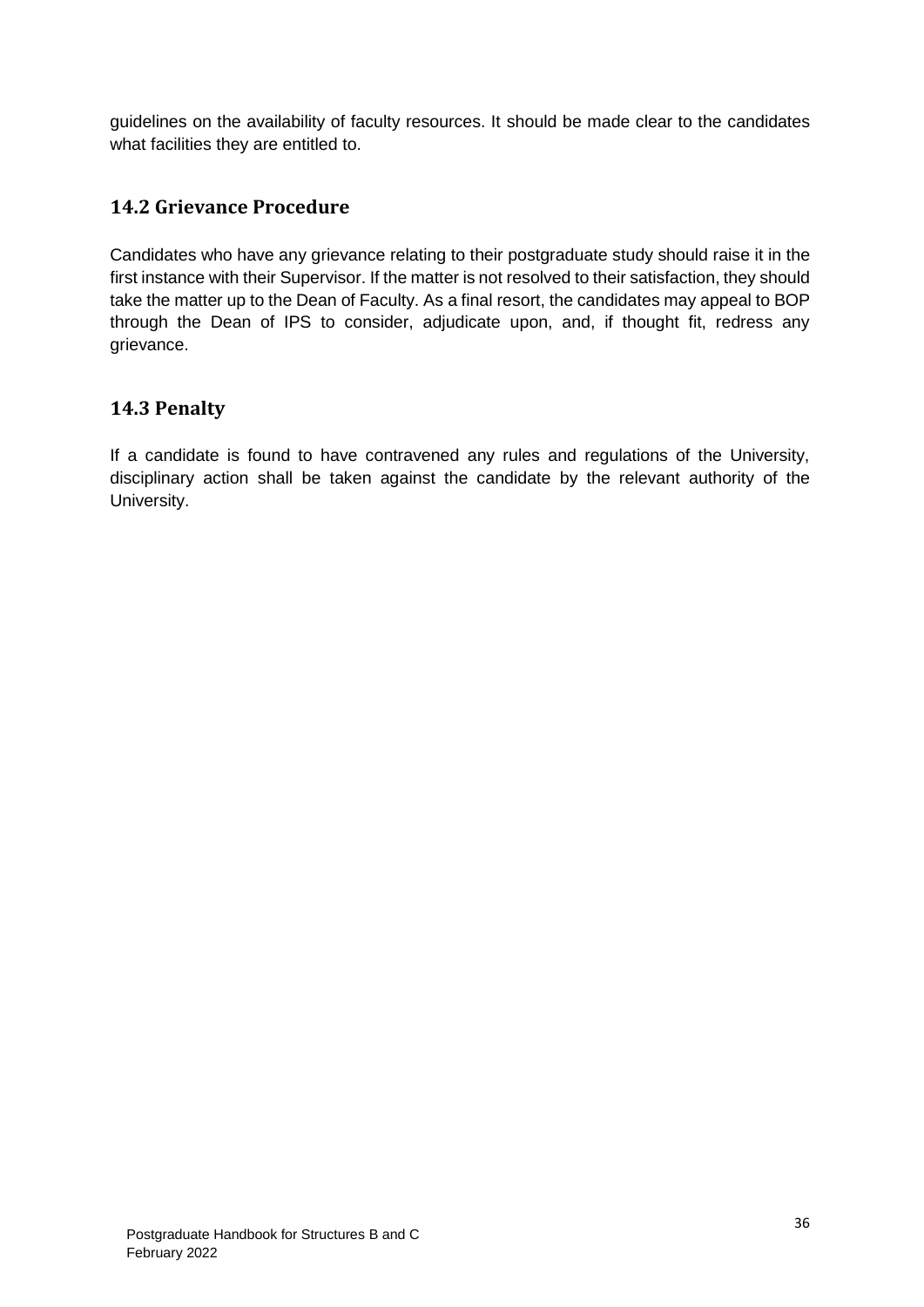guidelines on the availability of faculty resources. It should be made clear to the candidates what facilities they are entitled to.

### 14.2 Grievance Procedure

Candidates who have any grievance relating to their postgraduate study should raise it in the first instance with their Supervisor. If the matter is not resolved to their satisfaction, they should take the matter up to the Dean of Faculty. As a final resort, the candidates may appeal to BOP through the Dean of IPS to consider, adjudicate upon, and, if thought fit, redress any grievance.

### 14.3 Penalty

If a candidate is found to have contravened any rules and regulations of the University, disciplinary action shall be taken against the candidate by the relevant authority of the University.